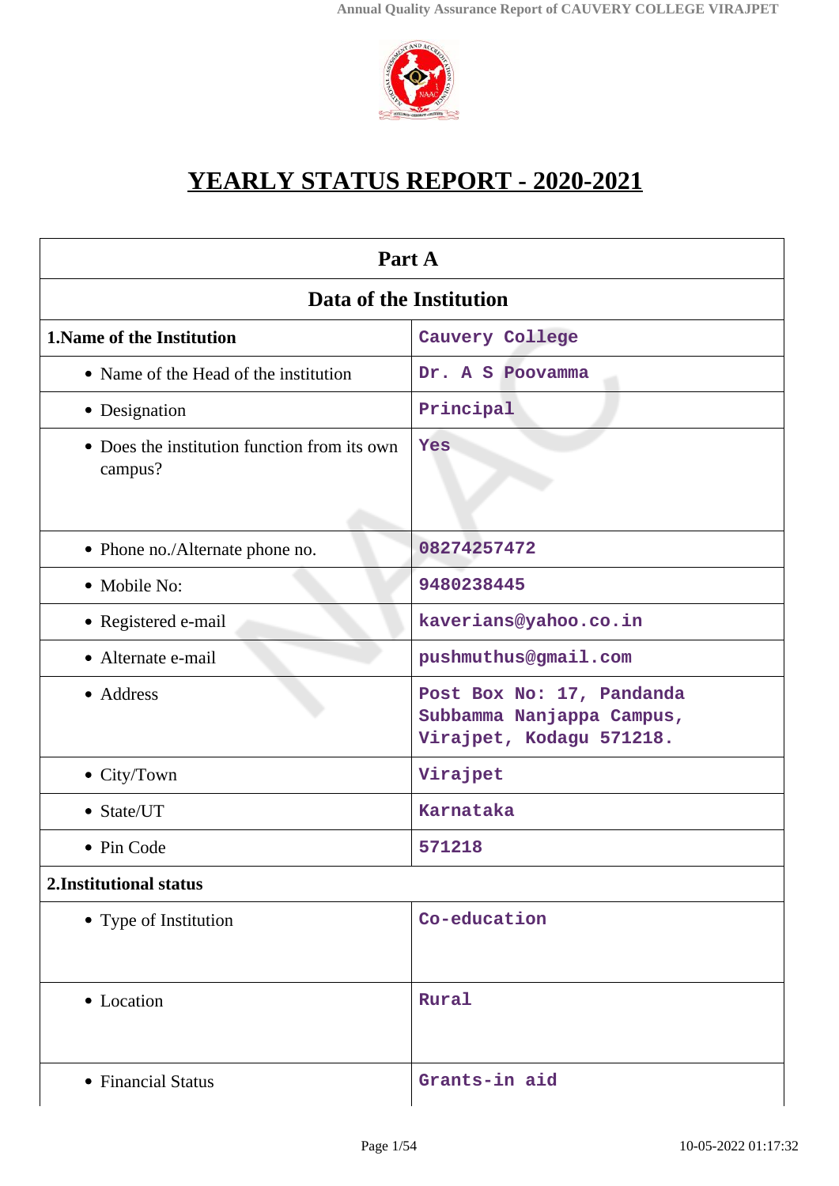# YEARLY STATUS REPORT - 2020-2021

| Part A | |
|---|---|
| **Data of the Institution** | |
| **1.Name of the Institution** | Cauvery College |
| • Name of the Head of the institution | Dr. A S Poovamma |
| • Designation | Principal |
| • Does the institution function from its own campus? | Yes |
| • Phone no./Alternate phone no. | 08274257472 |
| • Mobile No: | 9480238445 |
| • Registered e-mail | kaverians@yahoo.co.in |
| • Alternate e-mail | pushmuthus@gmail.com |
| • Address | Post Box No: 17, Pandanda Subbamma Nanjappa Campus, Virajpet, Kodagu 571218. |
| • City/Town | Virajpet |
| • State/UT | Karnataka |
| • Pin Code | 571218 |
| **2.Institutional status** | |
| • Type of Institution | Co-education |
| • Location | Rural |
| • Financial Status | Grants-in aid |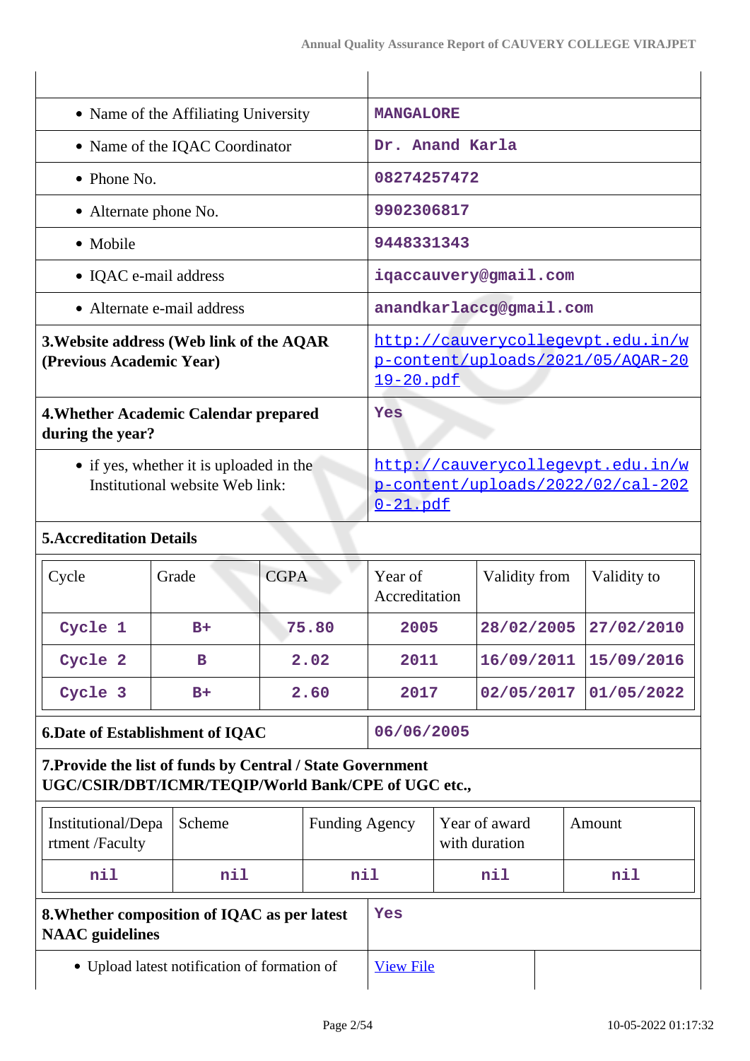| | |
|---|---|
| • Name of the Affiliating University | MANGALORE |
| • Name of the IQAC Coordinator | Dr. Anand Karla |
| • Phone No. | 08274257472 |
| • Alternate phone No. | 9902306817 |
| • Mobile | 9448331343 |
| • IQAC e-mail address | iqaccauvery@gmail.com |
| • Alternate e-mail address | anandkarlaccg@gmail.com |
| **3.Website address (Web link of the AQAR (Previous Academic Year)** | http://cauverycollegevpt.edu.in/wp-content/uploads/2021/05/AQAR-2019-20.pdf |
| **4.Whether Academic Calendar prepared during the year?** | Yes |
| • if yes, whether it is uploaded in the Institutional website Web link: | http://cauverycollegevpt.edu.in/wp-content/uploads/2022/02/cal-2020-21.pdf |

**5.Accreditation Details**

| Cycle | Grade | CGPA | Year of Accreditation | Validity from | Validity to |
|---|---|---|---|---|---|
| Cycle 1 | B+ | 75.80 | 2005 | 28/02/2005 | 27/02/2010 |
| Cycle 2 | B | 2.02 | 2011 | 16/09/2011 | 15/09/2016 |
| Cycle 3 | B+ | 2.60 | 2017 | 02/05/2017 | 01/05/2022 |

| | |
|---|---|
| **6.Date of Establishment of IQAC** | 06/06/2005 |

**7.Provide the list of funds by Central / State Government UGC/CSIR/DBT/ICMR/TEQIP/World Bank/CPE of UGC etc.,**

| Institutional/Department /Faculty | Scheme | Funding Agency | Year of award with duration | Amount |
|---|---|---|---|---|
| nil | nil | nil | nil | nil |

| | |
|---|---|
| **8.Whether composition of IQAC as per latest NAAC guidelines** | Yes |
| • Upload latest notification of formation of | View File |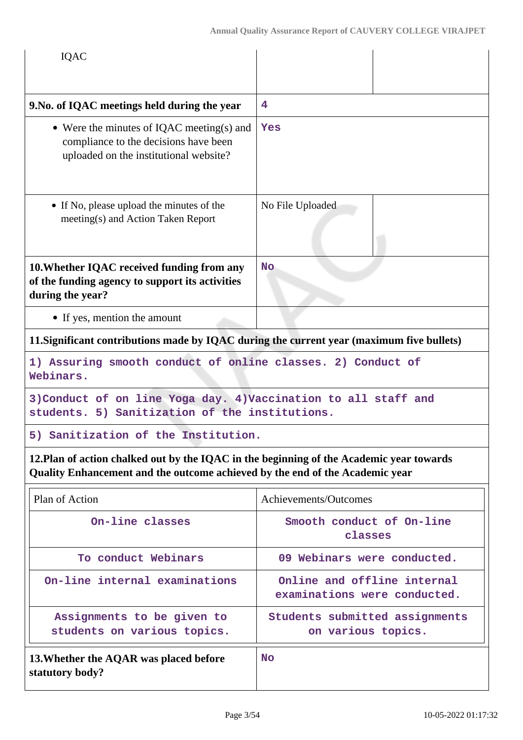| IQAC | | |
|---|---|---|
| **9.No. of IQAC meetings held during the year** | **4** | |
| • Were the minutes of IQAC meeting(s) and compliance to the decisions have been uploaded on the institutional website? | **Yes** | |
| • If No, please upload the minutes of the meeting(s) and Action Taken Report | No File Uploaded | |
| **10.Whether IQAC received funding from any of the funding agency to support its activities during the year?** | **No** | |
| • If yes, mention the amount | | |

**11.Significant contributions made by IQAC during the current year (maximum five bullets)**

**1) Assuring smooth conduct of online classes. 2) Conduct of Webinars.**

**3)Conduct of on line Yoga day. 4)Vaccination to all staff and students. 5) Sanitization of the institutions.**

**5) Sanitization of the Institution.**

**12.Plan of action chalked out by the IQAC in the beginning of the Academic year towards Quality Enhancement and the outcome achieved by the end of the Academic year**

| Plan of Action | Achievements/Outcomes |
|---|---|
| On-line classes | Smooth conduct of On-line classes |
| To conduct Webinars | 09 Webinars were conducted. |
| On-line internal examinations | Online and offline internal examinations were conducted. |
| Assignments to be given to students on various topics. | Students submitted assignments on various topics. |

| **13.Whether the AQAR was placed before statutory body?** | **No** |
|---|---|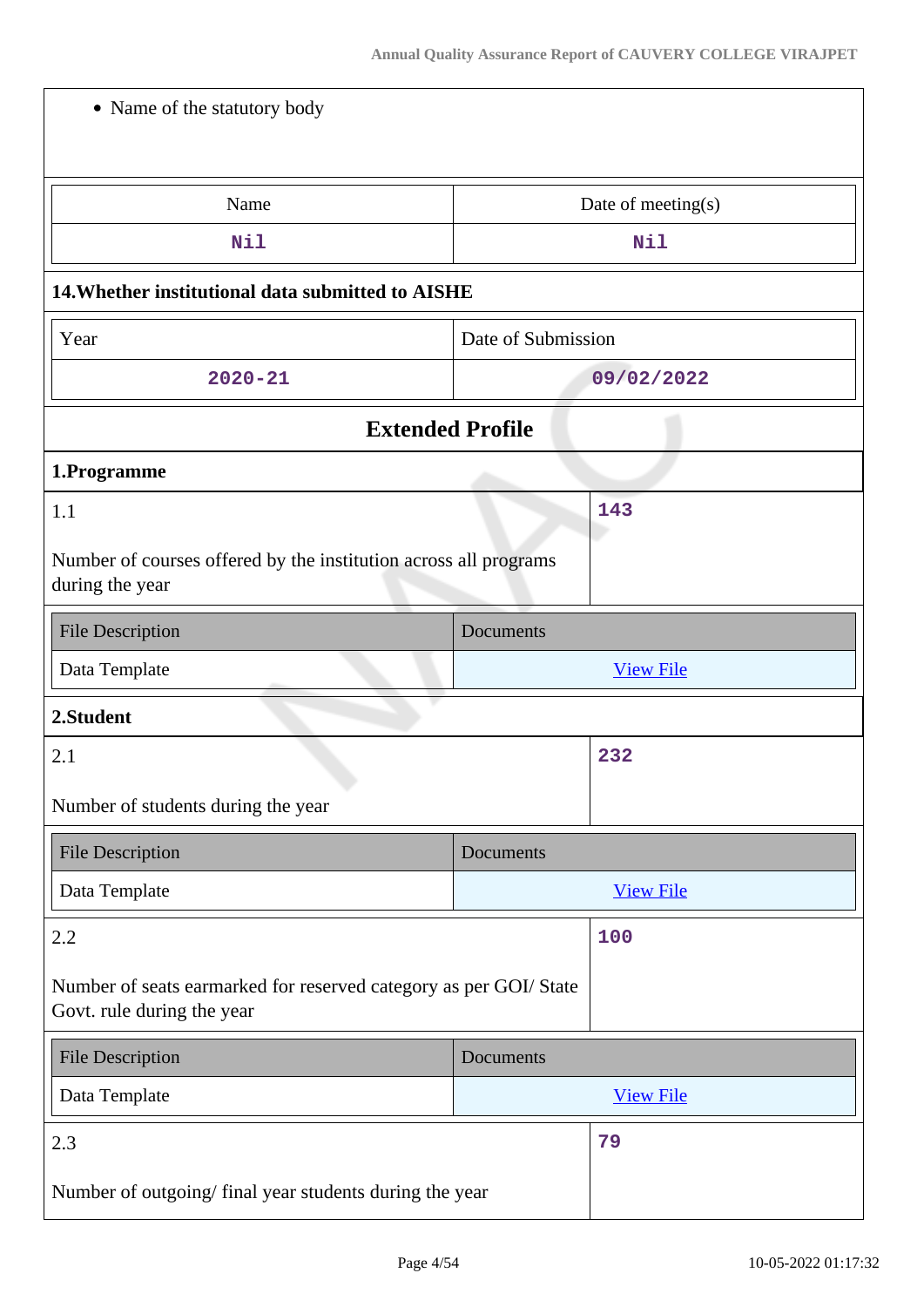- Name of the statutory body

| Name | Date of meeting(s) |
| --- | --- |
| Nil | Nil |

**14.Whether institutional data submitted to AISHE**

| Year | Date of Submission |
| --- | --- |
| 2020-21 | 09/02/2022 |

## Extended Profile

### 1.Programme

| 1.1<br><br>Number of courses offered by the institution across all programs during the year | 143 |
| --- | --- |

| File Description | Documents |
| --- | --- |
| Data Template | View File |

### 2.Student

| 2.1<br><br>Number of students during the year | 232 |
| --- | --- |

| File Description | Documents |
| --- | --- |
| Data Template | View File |

| 2.2<br><br>Number of seats earmarked for reserved category as per GOI/ State Govt. rule during the year | 100 |
| --- | --- |

| File Description | Documents |
| --- | --- |
| Data Template | View File |

| 2.3<br><br>Number of outgoing/ final year students during the year | 79 |
| --- | --- |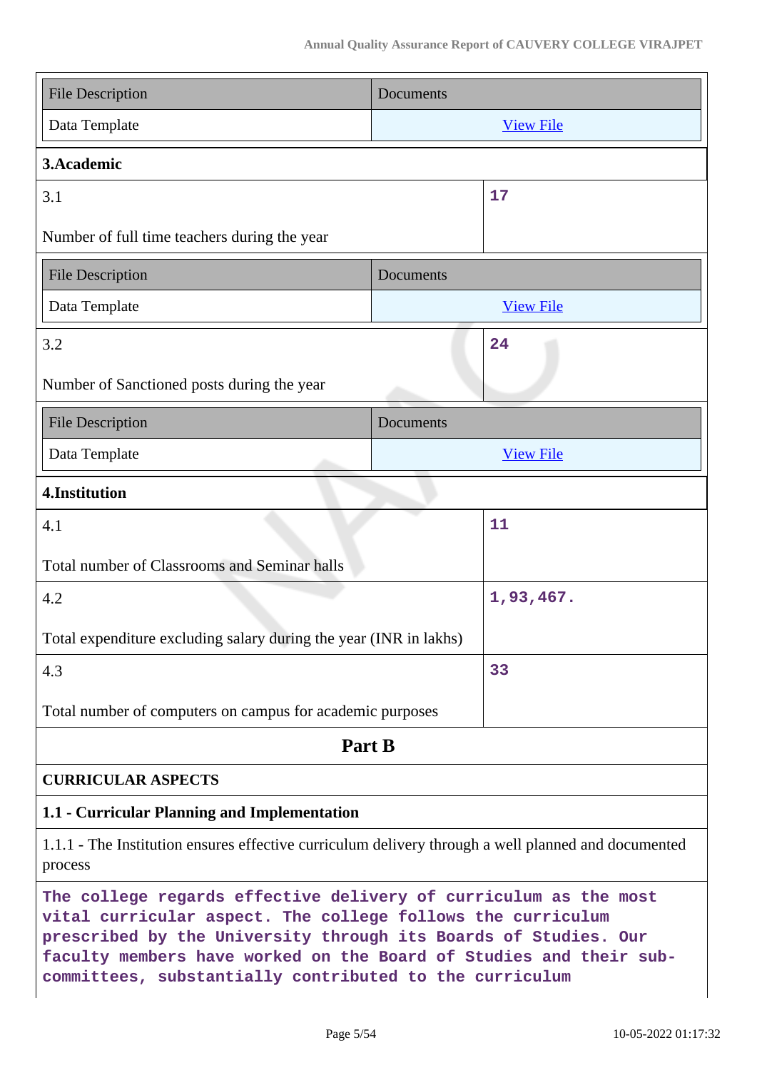| File Description | Documents |
|---|---|
| Data Template | View File |

**3.Academic**

| | |
|---|---|
| 3.1<br><br>Number of full time teachers during the year | 17 |

| File Description | Documents |
|---|---|
| Data Template | View File |

| | |
|---|---|
| 3.2<br><br>Number of Sanctioned posts during the year | 24 |

| File Description | Documents |
|---|---|
| Data Template | View File |

**4.Institution**

| | |
|---|---|
| 4.1<br><br>Total number of Classrooms and Seminar halls | 11 |
| 4.2<br><br>Total expenditure excluding salary during the year (INR in lakhs) | 1,93,467. |
| 4.3<br><br>Total number of computers on campus for academic purposes | 33 |

## Part B

**CURRICULAR ASPECTS**

**1.1 - Curricular Planning and Implementation**

1.1.1 - The Institution ensures effective curriculum delivery through a well planned and documented process

The college regards effective delivery of curriculum as the most vital curricular aspect. The college follows the curriculum prescribed by the University through its Boards of Studies. Our faculty members have worked on the Board of Studies and their sub-committees, substantially contributed to the curriculum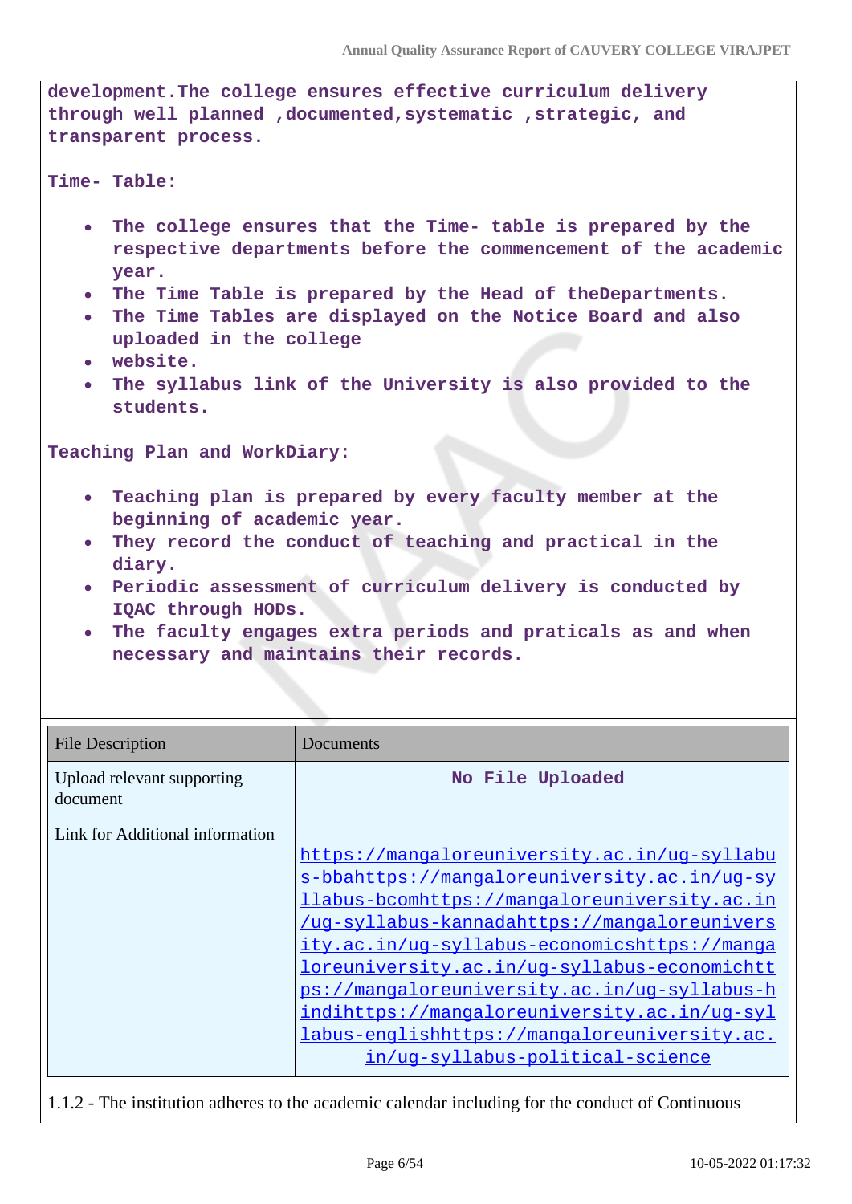**development.The college ensures effective curriculum delivery through well planned ,documented,systematic ,strategic, and transparent process.**

**Time- Table:**

- **The college ensures that the Time- table is prepared by the respective departments before the commencement of the academic year.**
- **The Time Table is prepared by the Head of theDepartments.**
- **The Time Tables are displayed on the Notice Board and also uploaded in the college**
- **website.**
- **The syllabus link of the University is also provided to the students.**

**Teaching Plan and WorkDiary:**

- **Teaching plan is prepared by every faculty member at the beginning of academic year.**
- **They record the conduct of teaching and practical in the diary.**
- **Periodic assessment of curriculum delivery is conducted by IQAC through HODs.**
- **The faculty engages extra periods and praticals as and when necessary and maintains their records.**

| File Description | Documents |
|---|---|
| Upload relevant supporting document | No File Uploaded |
| Link for Additional information | https://mangaloreuniversity.ac.in/ug-syllabus-bbahttps://mangaloreuniversity.ac.in/ug-syllabus-bcomhttps://mangaloreuniversity.ac.in/ug-syllabus-kannadahttps://mangaloreuniversity.ac.in/ug-syllabus-economicshttps://mangaloreuniversity.ac.in/ug-syllabus-economichttps://mangaloreuniversity.ac.in/ug-syllabus-hindihttps://mangaloreuniversity.ac.in/ug-syllabus-englishhttps://mangaloreuniversity.ac.in/ug-syllabus-political-science |

1.1.2 - The institution adheres to the academic calendar including for the conduct of Continuous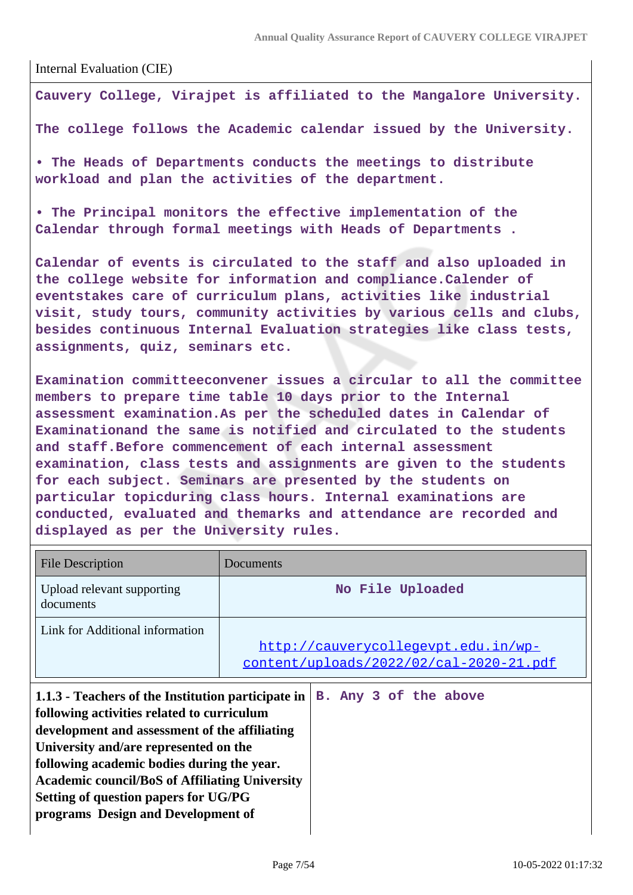Internal Evaluation (CIE)

**Cauvery College, Virajpet is affiliated to the Mangalore University.**

**The college follows the Academic calendar issued by the University.**

**• The Heads of Departments conducts the meetings to distribute workload and plan the activities of the department.**

**• The Principal monitors the effective implementation of the Calendar through formal meetings with Heads of Departments .**

**Calendar of events is circulated to the staff and also uploaded in the college website for information and compliance.Calender of eventstakes care of curriculum plans, activities like industrial visit, study tours, community activities by various cells and clubs, besides continuous Internal Evaluation strategies like class tests, assignments, quiz, seminars etc.**

**Examination committeeconvener issues a circular to all the committee members to prepare time table 10 days prior to the Internal assessment examination.As per the scheduled dates in Calendar of Examinationand the same is notified and circulated to the students and staff.Before commencement of each internal assessment examination, class tests and assignments are given to the students for each subject. Seminars are presented by the students on particular topicduring class hours. Internal examinations are conducted, evaluated and themarks and attendance are recorded and displayed as per the University rules.**

| File Description | Documents |
|---|---|
| Upload relevant supporting documents | No File Uploaded |
| Link for Additional information | http://cauverycollegevpt.edu.in/wp-content/uploads/2022/02/cal-2020-21.pdf |

| | |
|---|---|
| **1.1.3 - Teachers of the Institution participate in following activities related to curriculum development and assessment of the affiliating University and/are represented on the following academic bodies during the year. Academic council/BoS of Affiliating University Setting of question papers for UG/PG programs Design and Development of** | **B. Any 3 of the above** |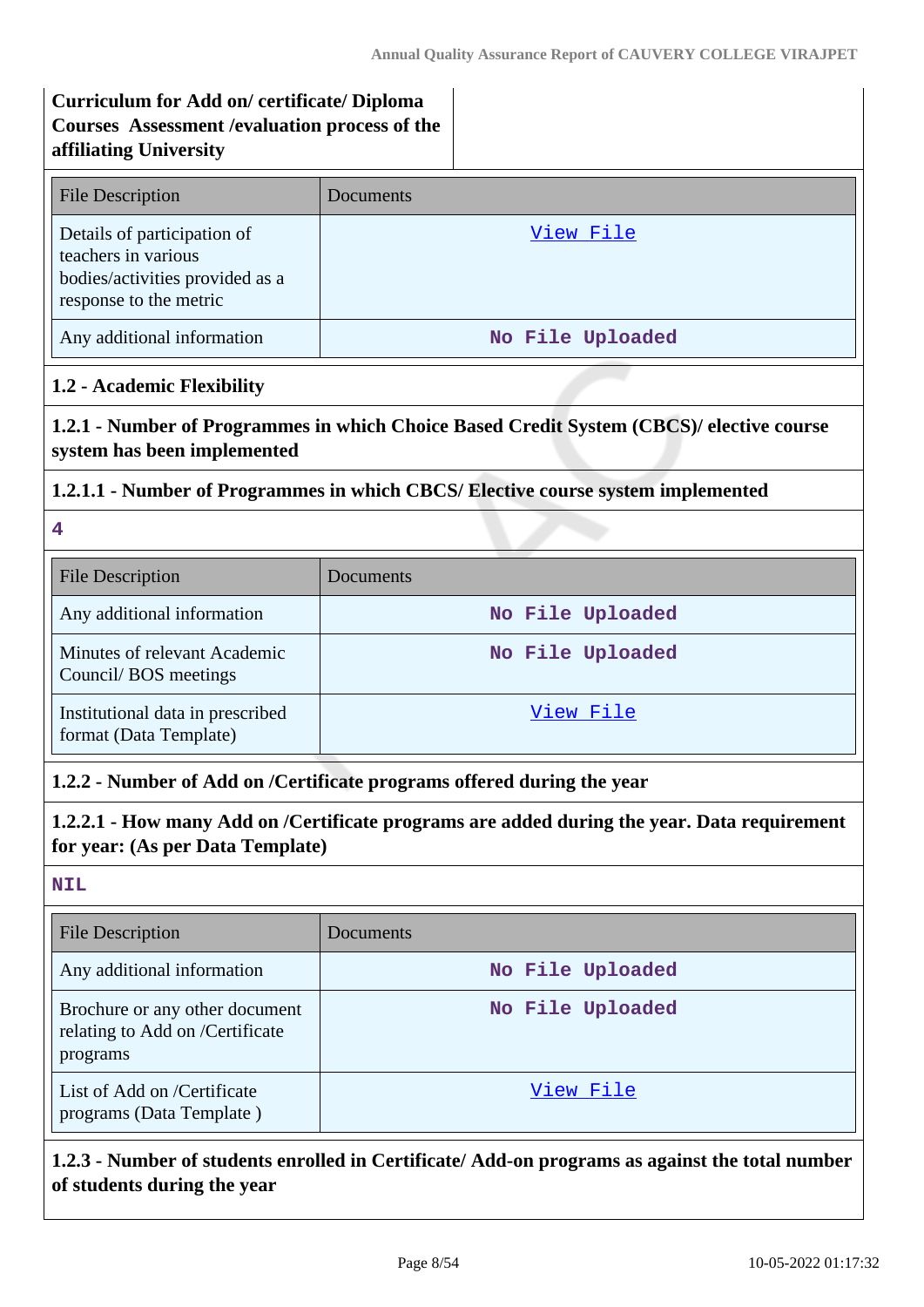**Curriculum for Add on/ certificate/ Diploma Courses Assessment /evaluation process of the affiliating University**

| File Description | Documents |
|---|---|
| Details of participation of teachers in various bodies/activities provided as a response to the metric | View File |
| Any additional information | No File Uploaded |

### 1.2 - Academic Flexibility

**1.2.1 - Number of Programmes in which Choice Based Credit System (CBCS)/ elective course system has been implemented**

**1.2.1.1 - Number of Programmes in which CBCS/ Elective course system implemented**

4

| File Description | Documents |
|---|---|
| Any additional information | No File Uploaded |
| Minutes of relevant Academic Council/ BOS meetings | No File Uploaded |
| Institutional data in prescribed format (Data Template) | View File |

**1.2.2 - Number of Add on /Certificate programs offered during the year**

**1.2.2.1 - How many Add on /Certificate programs are added during the year. Data requirement for year: (As per Data Template)**

NIL

| File Description | Documents |
|---|---|
| Any additional information | No File Uploaded |
| Brochure or any other document relating to Add on /Certificate programs | No File Uploaded |
| List of Add on /Certificate programs (Data Template ) | View File |

**1.2.3 - Number of students enrolled in Certificate/ Add-on programs as against the total number of students during the year**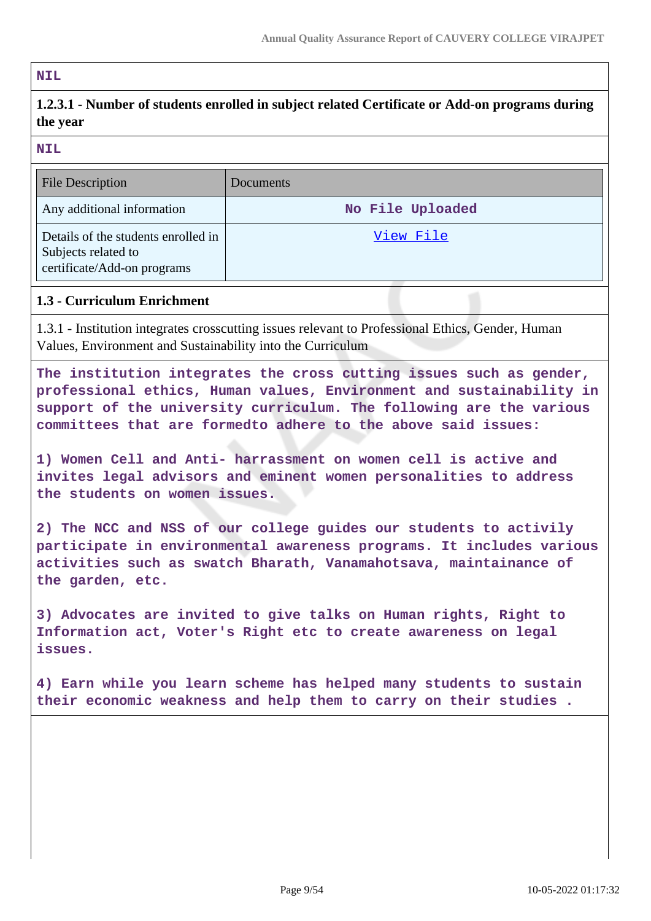NIL

**1.2.3.1 - Number of students enrolled in subject related Certificate or Add-on programs during the year**

NIL

| File Description | Documents |
|---|---|
| Any additional information | No File Uploaded |
| Details of the students enrolled in Subjects related to certificate/Add-on programs | View File |

**1.3 - Curriculum Enrichment**

1.3.1 - Institution integrates crosscutting issues relevant to Professional Ethics, Gender, Human Values, Environment and Sustainability into the Curriculum

The institution integrates the cross cutting issues such as gender, professional ethics, Human values, Environment and sustainability in support of the university curriculum. The following are the various committees that are formedto adhere to the above said issues:

1) Women Cell and Anti- harrassment on women cell is active and invites legal advisors and eminent women personalities to address the students on women issues.

2) The NCC and NSS of our college guides our students to activily participate in environmental awareness programs. It includes various activities such as swatch Bharath, Vanamahotsava, maintainance of the garden, etc.

3) Advocates are invited to give talks on Human rights, Right to Information act, Voter's Right etc to create awareness on legal issues.

4) Earn while you learn scheme has helped many students to sustain their economic weakness and help them to carry on their studies .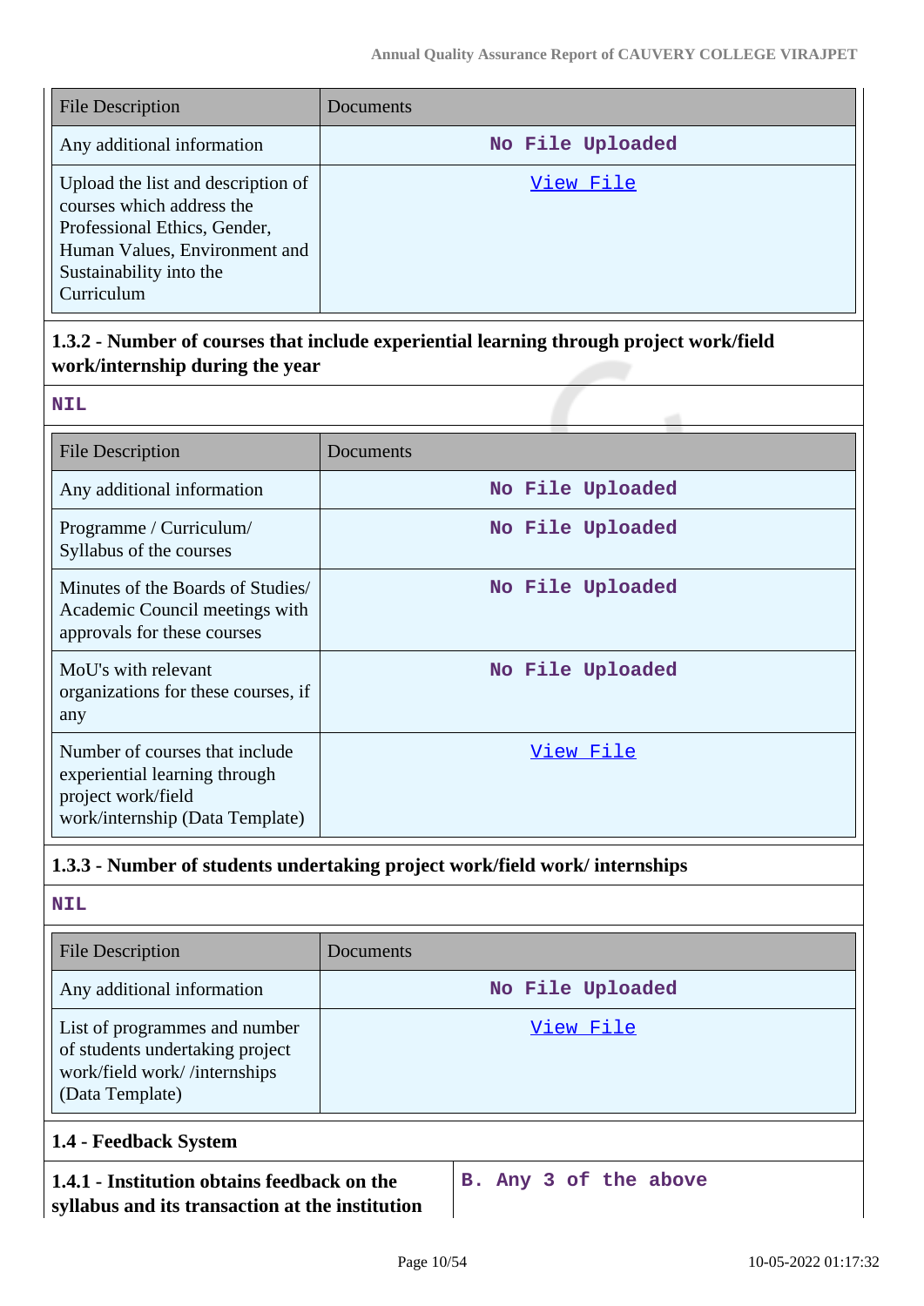| File Description | Documents |
| --- | --- |
| Any additional information | No File Uploaded |
| Upload the list and description of courses which address the Professional Ethics, Gender, Human Values, Environment and Sustainability into the Curriculum | View File |

**1.3.2 - Number of courses that include experiential learning through project work/field work/internship during the year**

NIL

| File Description | Documents |
| --- | --- |
| Any additional information | No File Uploaded |
| Programme / Curriculum/ Syllabus of the courses | No File Uploaded |
| Minutes of the Boards of Studies/ Academic Council meetings with approvals for these courses | No File Uploaded |
| MoU's with relevant organizations for these courses, if any | No File Uploaded |
| Number of courses that include experiential learning through project work/field work/internship (Data Template) | View File |

**1.3.3 - Number of students undertaking project work/field work/ internships**

NIL

| File Description | Documents |
| --- | --- |
| Any additional information | No File Uploaded |
| List of programmes and number of students undertaking project work/field work/ /internships (Data Template) | View File |

**1.4 - Feedback System**

| **1.4.1 - Institution obtains feedback on the syllabus and its transaction at the institution** | B. Any 3 of the above |
| --- | --- |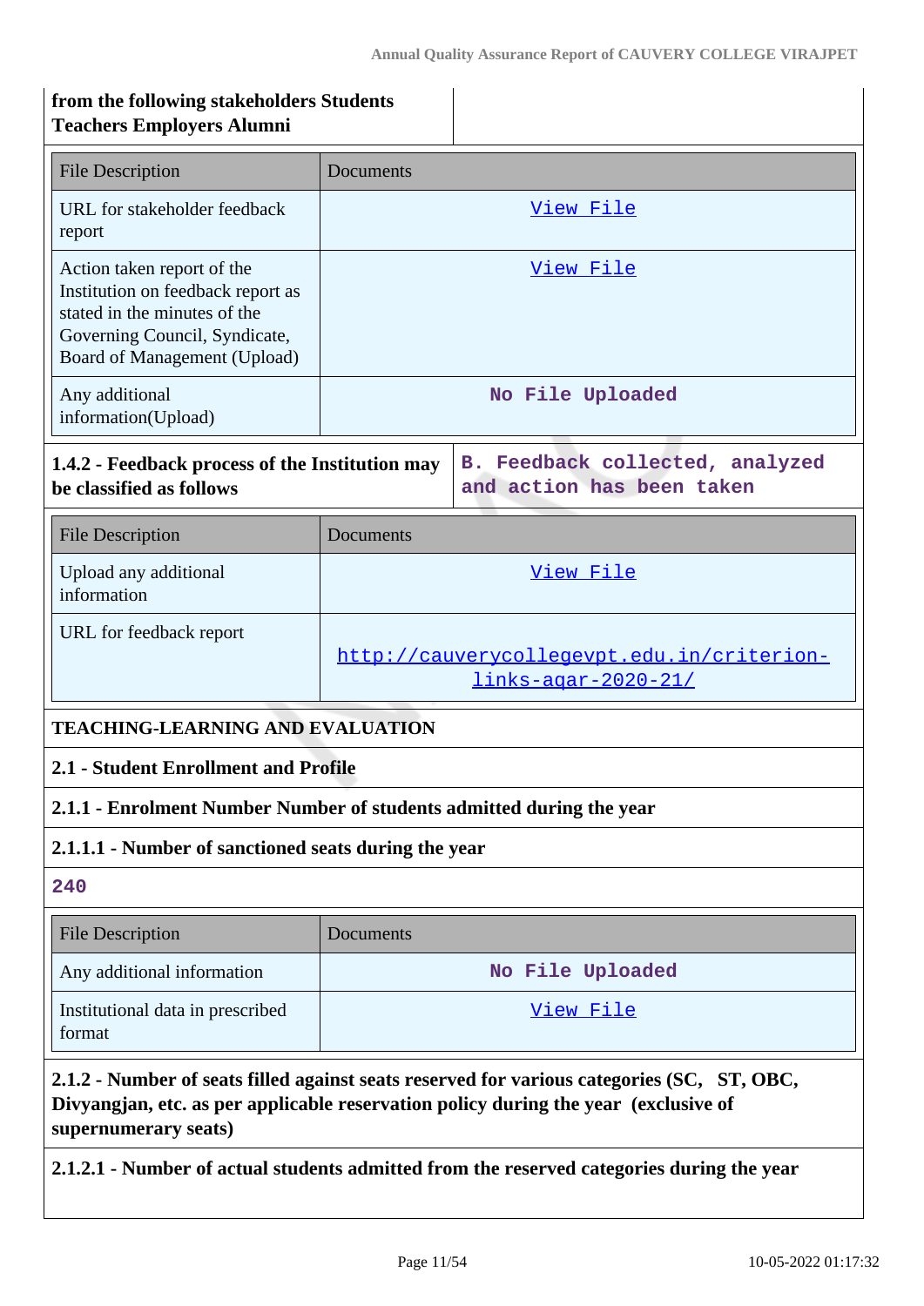| from the following stakeholders Students Teachers Employers Alumni | |
|---|---|

| File Description | Documents |
|---|---|
| URL for stakeholder feedback report | View File |
| Action taken report of the Institution on feedback report as stated in the minutes of the Governing Council, Syndicate, Board of Management (Upload) | View File |
| Any additional information(Upload) | No File Uploaded |

| **1.4.2 - Feedback process of the Institution may be classified as follows** | B. Feedback collected, analyzed and action has been taken |
|---|---|

| File Description | Documents |
|---|---|
| Upload any additional information | View File |
| URL for feedback report | http://cauverycollegevpt.edu.in/criterion-links-aqar-2020-21/ |

**TEACHING-LEARNING AND EVALUATION**

**2.1 - Student Enrollment and Profile**

**2.1.1 - Enrolment Number Number of students admitted during the year**

**2.1.1.1 - Number of sanctioned seats during the year**

240

| File Description | Documents |
|---|---|
| Any additional information | No File Uploaded |
| Institutional data in prescribed format | View File |

**2.1.2 - Number of seats filled against seats reserved for various categories (SC, ST, OBC, Divyangjan, etc. as per applicable reservation policy during the year (exclusive of supernumerary seats)**

**2.1.2.1 - Number of actual students admitted from the reserved categories during the year**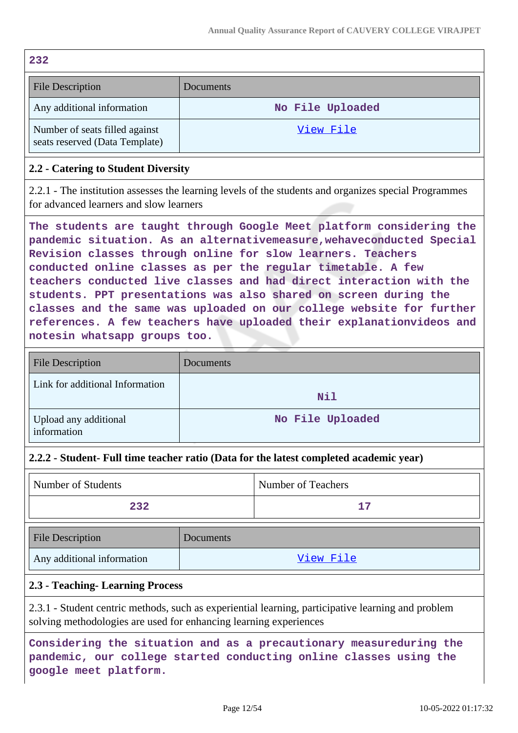232

| File Description | Documents |
|---|---|
| Any additional information | No File Uploaded |
| Number of seats filled against seats reserved (Data Template) | View File |

### 2.2 - Catering to Student Diversity

2.2.1 - The institution assesses the learning levels of the students and organizes special Programmes for advanced learners and slow learners

**The students are taught through Google Meet platform considering the pandemic situation. As an alternativemeasure,wehaveconducted Special Revision classes through online for slow learners. Teachers conducted online classes as per the regular timetable. A few teachers conducted live classes and had direct interaction with the students. PPT presentations was also shared on screen during the classes and the same was uploaded on our college website for further references. A few teachers have uploaded their explanationvideos and notesin whatsapp groups too.**

| File Description | Documents |
|---|---|
| Link for additional Information | Nil |
| Upload any additional information | No File Uploaded |

### 2.2.2 - Student- Full time teacher ratio (Data for the latest completed academic year)

| Number of Students | Number of Teachers |
|---|---|
| 232 | 17 |

| File Description | Documents |
|---|---|
| Any additional information | View File |

### 2.3 - Teaching- Learning Process

2.3.1 - Student centric methods, such as experiential learning, participative learning and problem solving methodologies are used for enhancing learning experiences

**Considering the situation and as a precautionary measureduring the pandemic, our college started conducting online classes using the google meet platform.**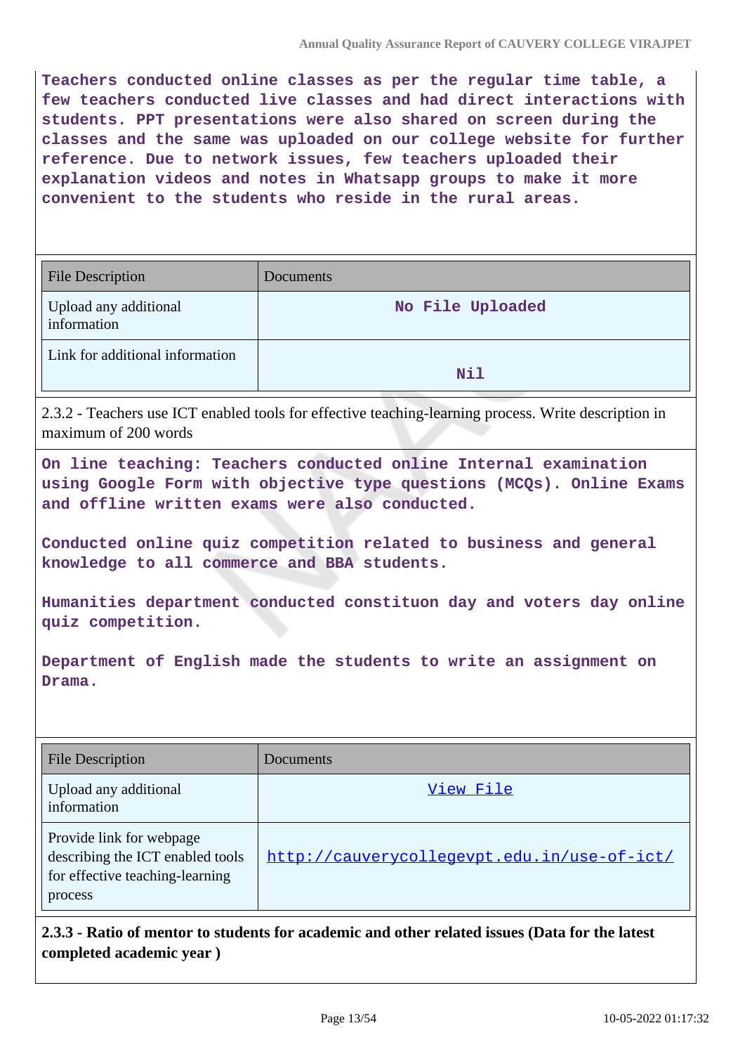**Teachers conducted online classes as per the regular time table, a few teachers conducted live classes and had direct interactions with students. PPT presentations were also shared on screen during the classes and the same was uploaded on our college website for further reference. Due to network issues, few teachers uploaded their explanation videos and notes in Whatsapp groups to make it more convenient to the students who reside in the rural areas.**

| File Description | Documents |
| --- | --- |
| Upload any additional information | No File Uploaded |
| Link for additional information | Nil |

2.3.2 - Teachers use ICT enabled tools for effective teaching-learning process. Write description in maximum of 200 words

**On line teaching: Teachers conducted online Internal examination using Google Form with objective type questions (MCQs). Online Exams and offline written exams were also conducted.**

**Conducted online quiz competition related to business and general knowledge to all commerce and BBA students.**

**Humanities department conducted constituon day and voters day online quiz competition.**

**Department of English made the students to write an assignment on Drama.**

| File Description | Documents |
| --- | --- |
| Upload any additional information | View File |
| Provide link for webpage describing the ICT enabled tools for effective teaching-learning process | http://cauverycollegevpt.edu.in/use-of-ict/ |

**2.3.3 - Ratio of mentor to students for academic and other related issues (Data for the latest completed academic year )**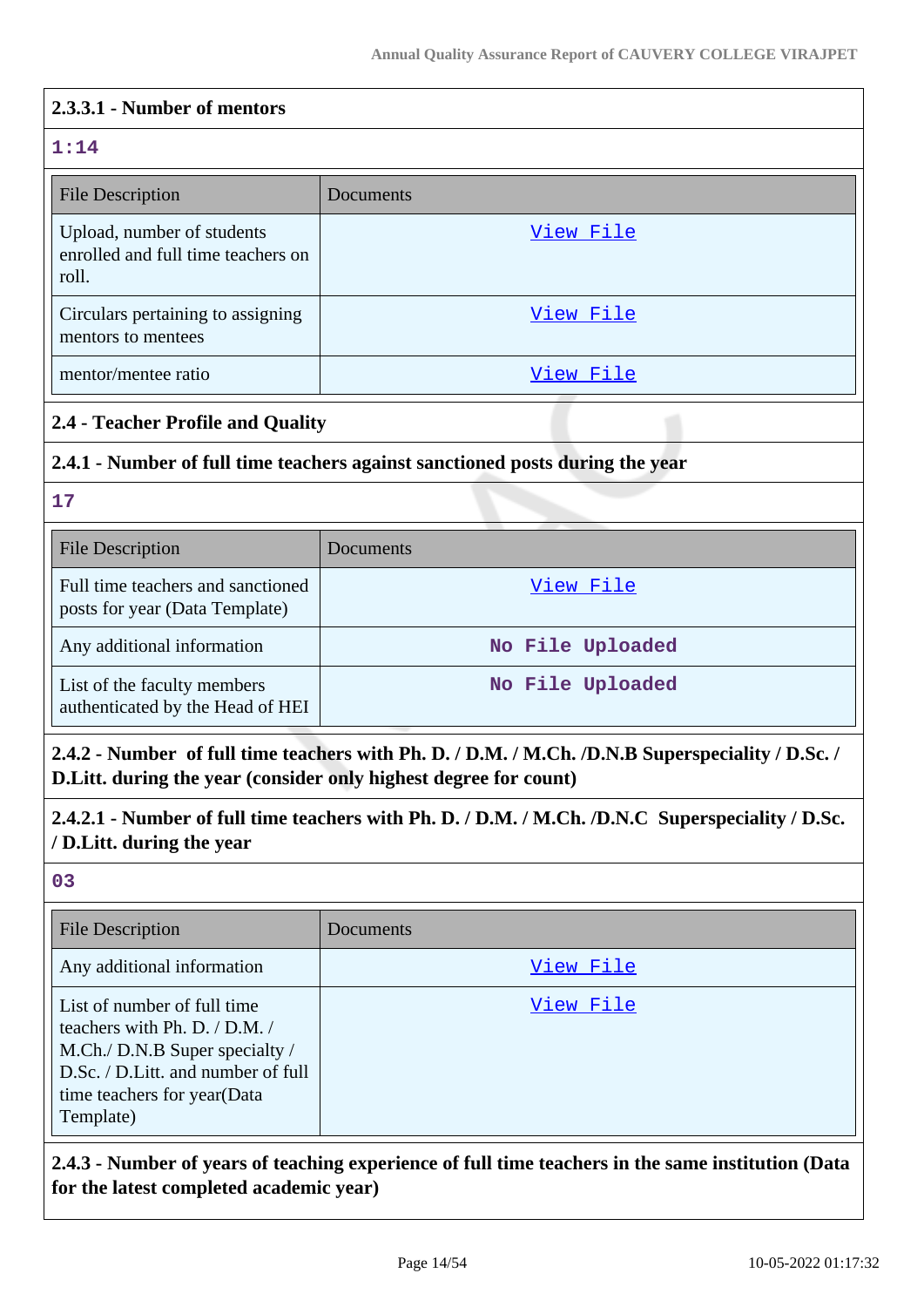### 2.3.3.1 - Number of mentors

1:14

| File Description | Documents |
|---|---|
| Upload, number of students enrolled and full time teachers on roll. | View File |
| Circulars pertaining to assigning mentors to mentees | View File |
| mentor/mentee ratio | View File |

## 2.4 - Teacher Profile and Quality

### 2.4.1 - Number of full time teachers against sanctioned posts during the year

17

| File Description | Documents |
|---|---|
| Full time teachers and sanctioned posts for year (Data Template) | View File |
| Any additional information | No File Uploaded |
| List of the faculty members authenticated by the Head of HEI | No File Uploaded |

### 2.4.2 - Number of full time teachers with Ph. D. / D.M. / M.Ch. /D.N.B Superspeciality / D.Sc. / D.Litt. during the year (consider only highest degree for count)

### 2.4.2.1 - Number of full time teachers with Ph. D. / D.M. / M.Ch. /D.N.C Superspeciality / D.Sc. / D.Litt. during the year

03

| File Description | Documents |
|---|---|
| Any additional information | View File |
| List of number of full time teachers with Ph. D. / D.M. / M.Ch./ D.N.B Super specialty / D.Sc. / D.Litt. and number of full time teachers for year(Data Template) | View File |

### 2.4.3 - Number of years of teaching experience of full time teachers in the same institution (Data for the latest completed academic year)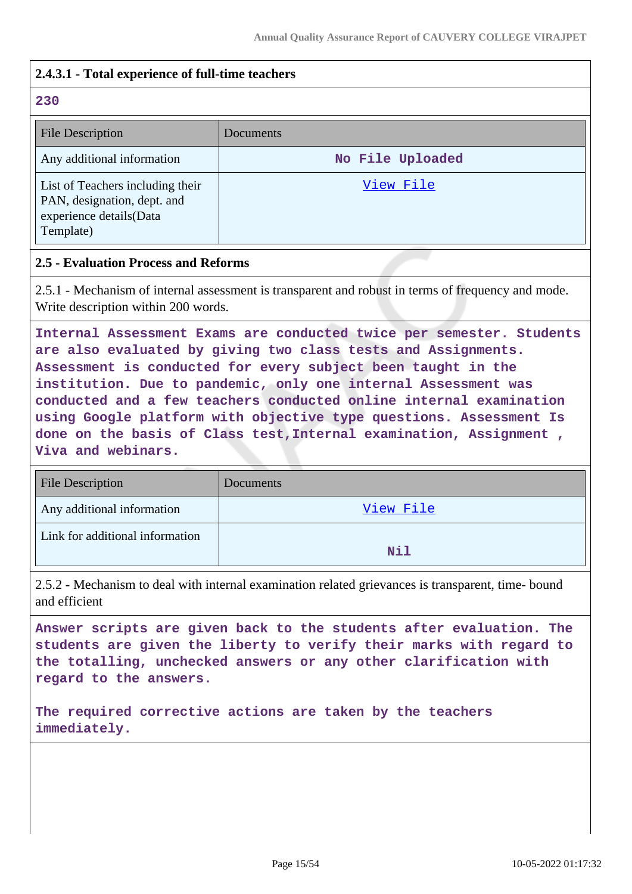### 2.4.3.1 - Total experience of full-time teachers

**230**

| File Description | Documents |
|---|---|
| Any additional information | No File Uploaded |
| List of Teachers including their PAN, designation, dept. and experience details(Data Template) | View File |

### 2.5 - Evaluation Process and Reforms

2.5.1 - Mechanism of internal assessment is transparent and robust in terms of frequency and mode. Write description within 200 words.

**Internal Assessment Exams are conducted twice per semester. Students are also evaluated by giving two class tests and Assignments. Assessment is conducted for every subject been taught in the institution. Due to pandemic, only one internal Assessment was conducted and a few teachers conducted online internal examination using Google platform with objective type questions. Assessment Is done on the basis of Class test,Internal examination, Assignment , Viva and webinars.**

| File Description | Documents |
|---|---|
| Any additional information | View File |
| Link for additional information | Nil |

2.5.2 - Mechanism to deal with internal examination related grievances is transparent, time- bound and efficient

**Answer scripts are given back to the students after evaluation. The students are given the liberty to verify their marks with regard to the totalling, unchecked answers or any other clarification with regard to the answers.**

**The required corrective actions are taken by the teachers immediately.**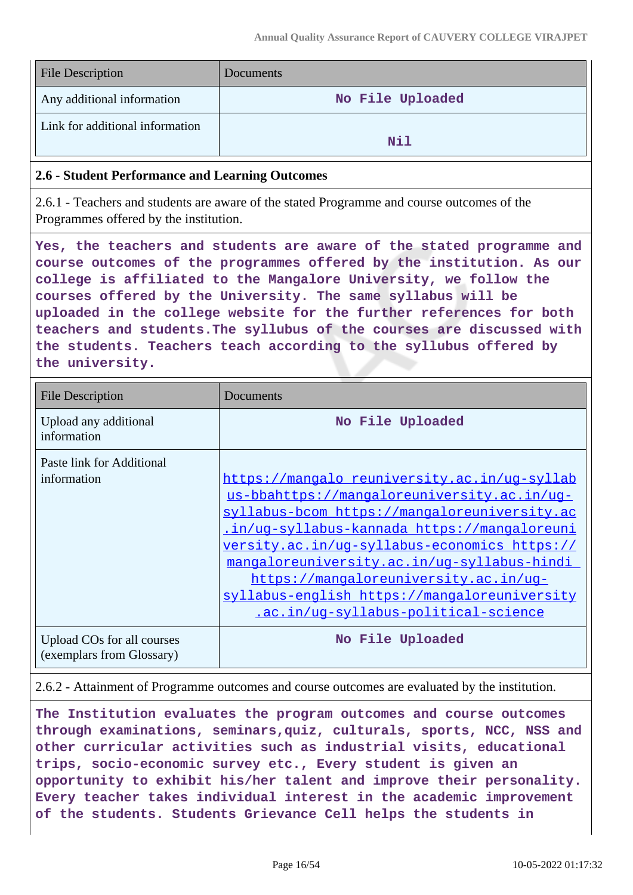| File Description | Documents |
| --- | --- |
| Any additional information | No File Uploaded |
| Link for additional information | Nil |

### 2.6 - Student Performance and Learning Outcomes

2.6.1 - Teachers and students are aware of the stated Programme and course outcomes of the Programmes offered by the institution.

**Yes, the teachers and students are aware of the stated programme and course outcomes of the programmes offered by the institution. As our college is affiliated to the Mangalore University, we follow the courses offered by the University. The same syllabus will be uploaded in the college website for the further references for both teachers and students.The syllabus of the courses are discussed with the students. Teachers teach according to the syllabus offered by the university.**

| File Description | Documents |
| --- | --- |
| Upload any additional information | No File Uploaded |
| Paste link for Additional information | https://mangalo reuniversity.ac.in/ug-syllabus-bbahttps://mangaloreuniversity.ac.in/ug-syllabus-bcom https://mangaloreuniversity.ac.in/ug-syllabus-kannada https://mangaloreuniversity.ac.in/ug-syllabus-economics https://mangaloreuniversity.ac.in/ug-syllabus-hindi https://mangaloreuniversity.ac.in/ug-syllabus-english https://mangaloreuniversity.ac.in/ug-syllabus-political-science |
| Upload COs for all courses (exemplars from Glossary) | No File Uploaded |

2.6.2 - Attainment of Programme outcomes and course outcomes are evaluated by the institution.

**The Institution evaluates the program outcomes and course outcomes through examinations, seminars,quiz, culturals, sports, NCC, NSS and other curricular activities such as industrial visits, educational trips, socio-economic survey etc., Every student is given an opportunity to exhibit his/her talent and improve their personality. Every teacher takes individual interest in the academic improvement of the students. Students Grievance Cell helps the students in**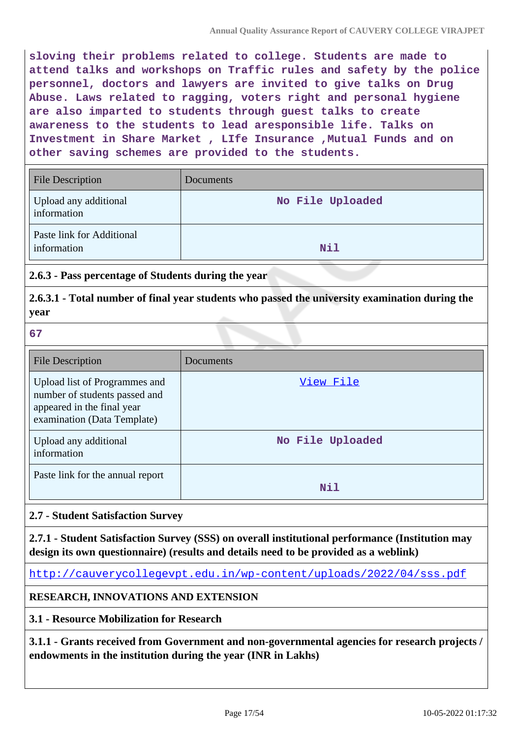sloving their problems related to college. Students are made to attend talks and workshops on Traffic rules and safety by the police personnel, doctors and lawyers are invited to give talks on Drug Abuse. Laws related to ragging, voters right and personal hygiene are also imparted to students through guest talks to create awareness to the students to lead aresponsible life. Talks on Investment in Share Market , LIfe Insurance ,Mutual Funds and on other saving schemes are provided to the students.

| File Description | Documents |
|---|---|
| Upload any additional information | No File Uploaded |
| Paste link for Additional information | Nil |

**2.6.3 - Pass percentage of Students during the year**

**2.6.3.1 - Total number of final year students who passed the university examination during the year**

67

| File Description | Documents |
|---|---|
| Upload list of Programmes and number of students passed and appeared in the final year examination (Data Template) | View File |
| Upload any additional information | No File Uploaded |
| Paste link for the annual report | Nil |

**2.7 - Student Satisfaction Survey**

**2.7.1 - Student Satisfaction Survey (SSS) on overall institutional performance (Institution may design its own questionnaire) (results and details need to be provided as a weblink)**

http://cauverycollegevpt.edu.in/wp-content/uploads/2022/04/sss.pdf

**RESEARCH, INNOVATIONS AND EXTENSION**

**3.1 - Resource Mobilization for Research**

**3.1.1 - Grants received from Government and non-governmental agencies for research projects / endowments in the institution during the year (INR in Lakhs)**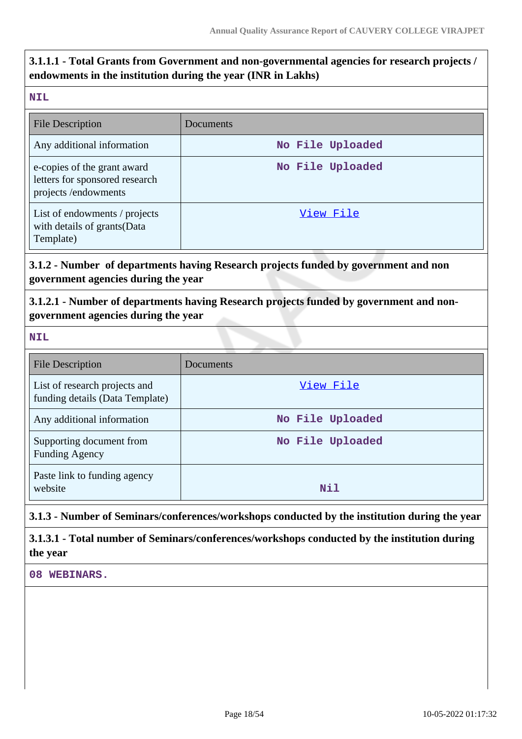### 3.1.1.1 - Total Grants from Government and non-governmental agencies for research projects / endowments in the institution during the year (INR in Lakhs)

NIL

| File Description | Documents |
|---|---|
| Any additional information | No File Uploaded |
| e-copies of the grant award letters for sponsored research projects /endowments | No File Uploaded |
| List of endowments / projects with details of grants(Data Template) | View File |

### 3.1.2 - Number of departments having Research projects funded by government and non government agencies during the year

### 3.1.2.1 - Number of departments having Research projects funded by government and non-government agencies during the year

NIL

| File Description | Documents |
|---|---|
| List of research projects and funding details (Data Template) | View File |
| Any additional information | No File Uploaded |
| Supporting document from Funding Agency | No File Uploaded |
| Paste link to funding agency website | Nil |

### 3.1.3 - Number of Seminars/conferences/workshops conducted by the institution during the year

### 3.1.3.1 - Total number of Seminars/conferences/workshops conducted by the institution during the year

08 WEBINARS.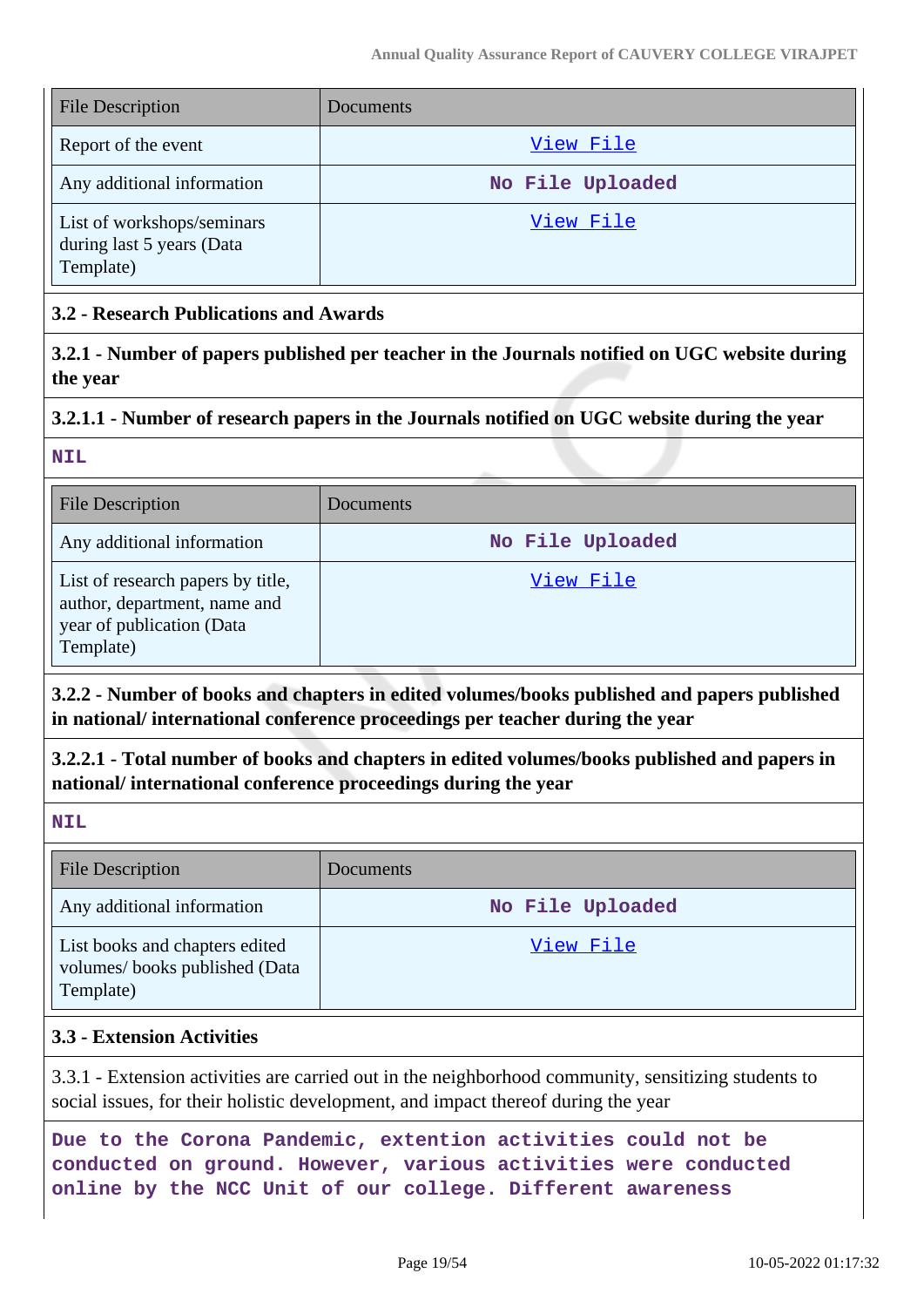| File Description | Documents |
|---|---|
| Report of the event | View File |
| Any additional information | No File Uploaded |
| List of workshops/seminars during last 5 years (Data Template) | View File |

### 3.2 - Research Publications and Awards

**3.2.1 - Number of papers published per teacher in the Journals notified on UGC website during the year**

**3.2.1.1 - Number of research papers in the Journals notified on UGC website during the year**

**NIL**

| File Description | Documents |
|---|---|
| Any additional information | No File Uploaded |
| List of research papers by title, author, department, name and year of publication (Data Template) | View File |

**3.2.2 - Number of books and chapters in edited volumes/books published and papers published in national/ international conference proceedings per teacher during the year**

**3.2.2.1 - Total number of books and chapters in edited volumes/books published and papers in national/ international conference proceedings during the year**

**NIL**

| File Description | Documents |
|---|---|
| Any additional information | No File Uploaded |
| List books and chapters edited volumes/ books published (Data Template) | View File |

### 3.3 - Extension Activities

3.3.1 - Extension activities are carried out in the neighborhood community, sensitizing students to social issues, for their holistic development, and impact thereof during the year

**Due to the Corona Pandemic, extention activities could not be conducted on ground. However, various activities were conducted online by the NCC Unit of our college. Different awareness**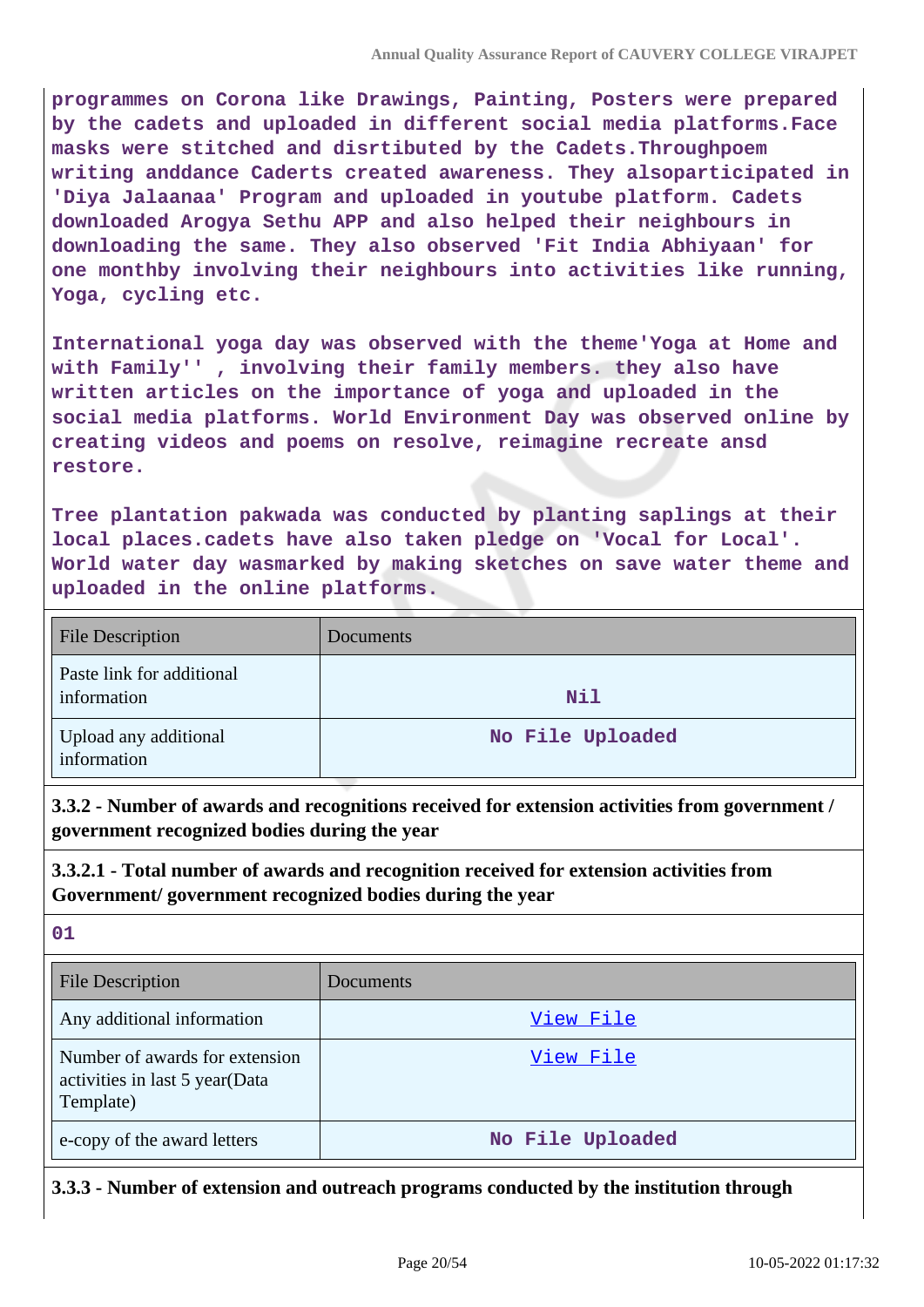programmes on Corona like Drawings, Painting, Posters were prepared by the cadets and uploaded in different social media platforms.Face masks were stitched and disrtibuted by the Cadets.Throughpoem writing anddance Caderts created awareness. They alsoparticipated in 'Diya Jalaanaa' Program and uploaded in youtube platform. Cadets downloaded Arogya Sethu APP and also helped their neighbours in downloading the same. They also observed 'Fit India Abhiyaan' for one monthby involving their neighbours into activities like running, Yoga, cycling etc.

International yoga day was observed with the theme'Yoga at Home and with Family'' , involving their family members. they also have written articles on the importance of yoga and uploaded in the social media platforms. World Environment Day was observed online by creating videos and poems on resolve, reimagine recreate ansd restore.

Tree plantation pakwada was conducted by planting saplings at their local places.cadets have also taken pledge on 'Vocal for Local'. World water day wasmarked by making sketches on save water theme and uploaded in the online platforms.

| File Description | Documents |
|---|---|
| Paste link for additional information | Nil |
| Upload any additional information | No File Uploaded |

**3.3.2 - Number of awards and recognitions received for extension activities from government / government recognized bodies during the year**

**3.3.2.1 - Total number of awards and recognition received for extension activities from Government/ government recognized bodies during the year**

01

| File Description | Documents |
|---|---|
| Any additional information | View File |
| Number of awards for extension activities in last 5 year(Data Template) | View File |
| e-copy of the award letters | No File Uploaded |

**3.3.3 - Number of extension and outreach programs conducted by the institution through**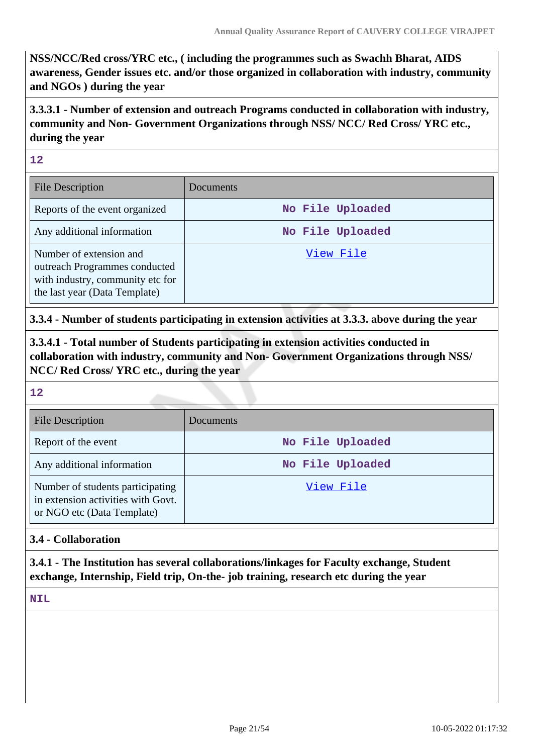**NSS/NCC/Red cross/YRC etc., ( including the programmes such as Swachh Bharat, AIDS awareness, Gender issues etc. and/or those organized in collaboration with industry, community and NGOs ) during the year**

**3.3.3.1 - Number of extension and outreach Programs conducted in collaboration with industry, community and Non- Government Organizations through NSS/ NCC/ Red Cross/ YRC etc., during the year**

12

| File Description | Documents |
|---|---|
| Reports of the event organized | No File Uploaded |
| Any additional information | No File Uploaded |
| Number of extension and outreach Programmes conducted with industry, community etc for the last year (Data Template) | View File |

**3.3.4 - Number of students participating in extension activities at 3.3.3. above during the year**

**3.3.4.1 - Total number of Students participating in extension activities conducted in collaboration with industry, community and Non- Government Organizations through NSS/ NCC/ Red Cross/ YRC etc., during the year**

12

| File Description | Documents |
|---|---|
| Report of the event | No File Uploaded |
| Any additional information | No File Uploaded |
| Number of students participating in extension activities with Govt. or NGO etc (Data Template) | View File |

**3.4 - Collaboration**

**3.4.1 - The Institution has several collaborations/linkages for Faculty exchange, Student exchange, Internship, Field trip, On-the- job training, research etc during the year**

NIL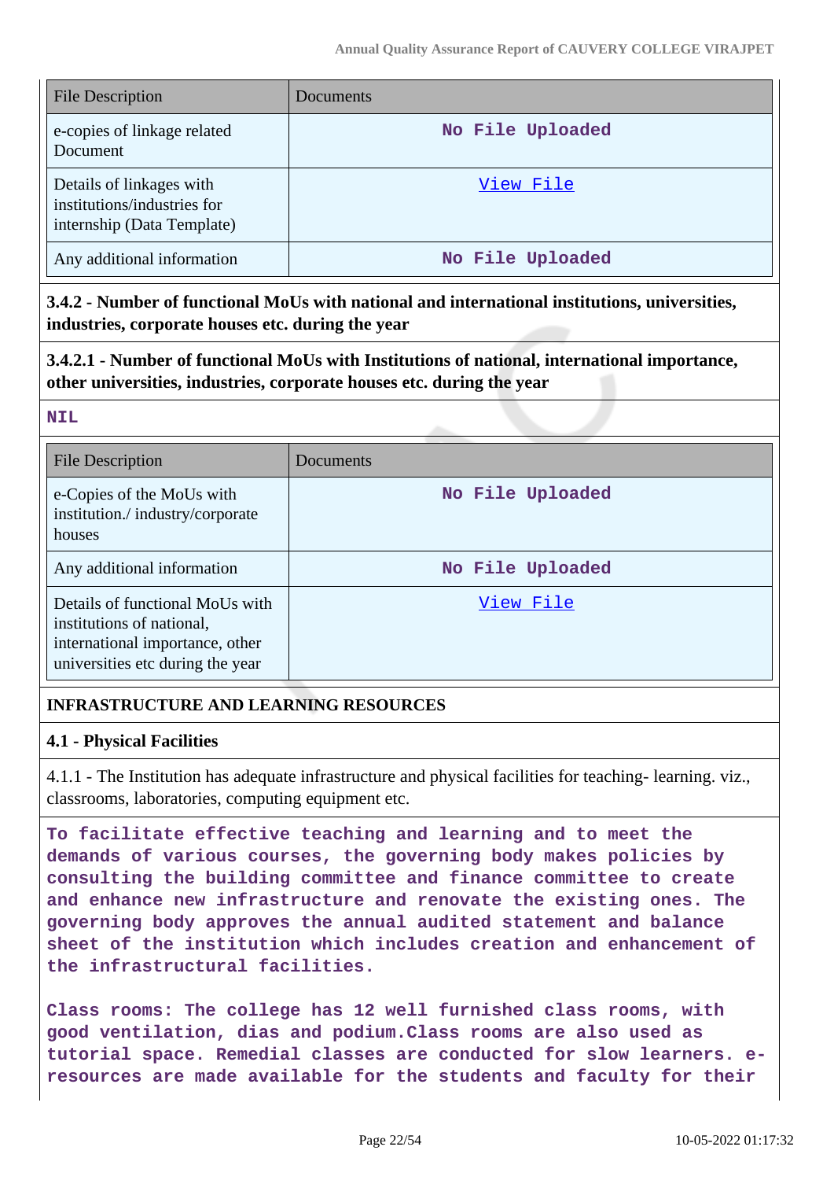| File Description | Documents |
| --- | --- |
| e-copies of linkage related Document | No File Uploaded |
| Details of linkages with institutions/industries for internship (Data Template) | View File |
| Any additional information | No File Uploaded |

**3.4.2 - Number of functional MoUs with national and international institutions, universities, industries, corporate houses etc. during the year**

**3.4.2.1 - Number of functional MoUs with Institutions of national, international importance, other universities, industries, corporate houses etc. during the year**

**NIL**

| File Description | Documents |
| --- | --- |
| e-Copies of the MoUs with institution./ industry/corporate houses | No File Uploaded |
| Any additional information | No File Uploaded |
| Details of functional MoUs with institutions of national, international importance, other universities etc during the year | View File |

## INFRASTRUCTURE AND LEARNING RESOURCES

### 4.1 - Physical Facilities

4.1.1 - The Institution has adequate infrastructure and physical facilities for teaching- learning. viz., classrooms, laboratories, computing equipment etc.

To facilitate effective teaching and learning and to meet the demands of various courses, the governing body makes policies by consulting the building committee and finance committee to create and enhance new infrastructure and renovate the existing ones. The governing body approves the annual audited statement and balance sheet of the institution which includes creation and enhancement of the infrastructural facilities.

Class rooms: The college has 12 well furnished class rooms, with good ventilation, dias and podium.Class rooms are also used as tutorial space. Remedial classes are conducted for slow learners. e-resources are made available for the students and faculty for their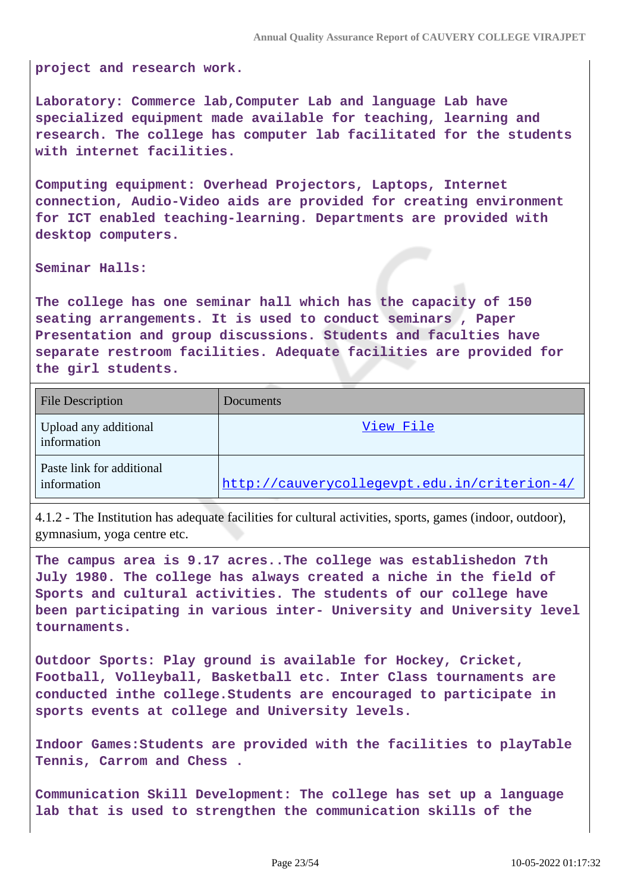project and research work.

Laboratory: Commerce lab,Computer Lab and language Lab have specialized equipment made available for teaching, learning and research. The college has computer lab facilitated for the students with internet facilities.

Computing equipment: Overhead Projectors, Laptops, Internet connection, Audio-Video aids are provided for creating environment for ICT enabled teaching-learning. Departments are provided with desktop computers.

Seminar Halls:

The college has one seminar hall which has the capacity of 150 seating arrangements. It is used to conduct seminars , Paper Presentation and group discussions. Students and faculties have separate restroom facilities. Adequate facilities are provided for the girl students.

| File Description | Documents |
|---|---|
| Upload any additional information | View File |
| Paste link for additional information | http://cauverycollegevpt.edu.in/criterion-4/ |

4.1.2 - The Institution has adequate facilities for cultural activities, sports, games (indoor, outdoor), gymnasium, yoga centre etc.

The campus area is 9.17 acres..The college was establishedon 7th July 1980. The college has always created a niche in the field of Sports and cultural activities. The students of our college have been participating in various inter- University and University level tournaments.

Outdoor Sports: Play ground is available for Hockey, Cricket, Football, Volleyball, Basketball etc. Inter Class tournaments are conducted inthe college.Students are encouraged to participate in sports events at college and University levels.

Indoor Games:Students are provided with the facilities to playTable Tennis, Carrom and Chess .

Communication Skill Development: The college has set up a language lab that is used to strengthen the communication skills of the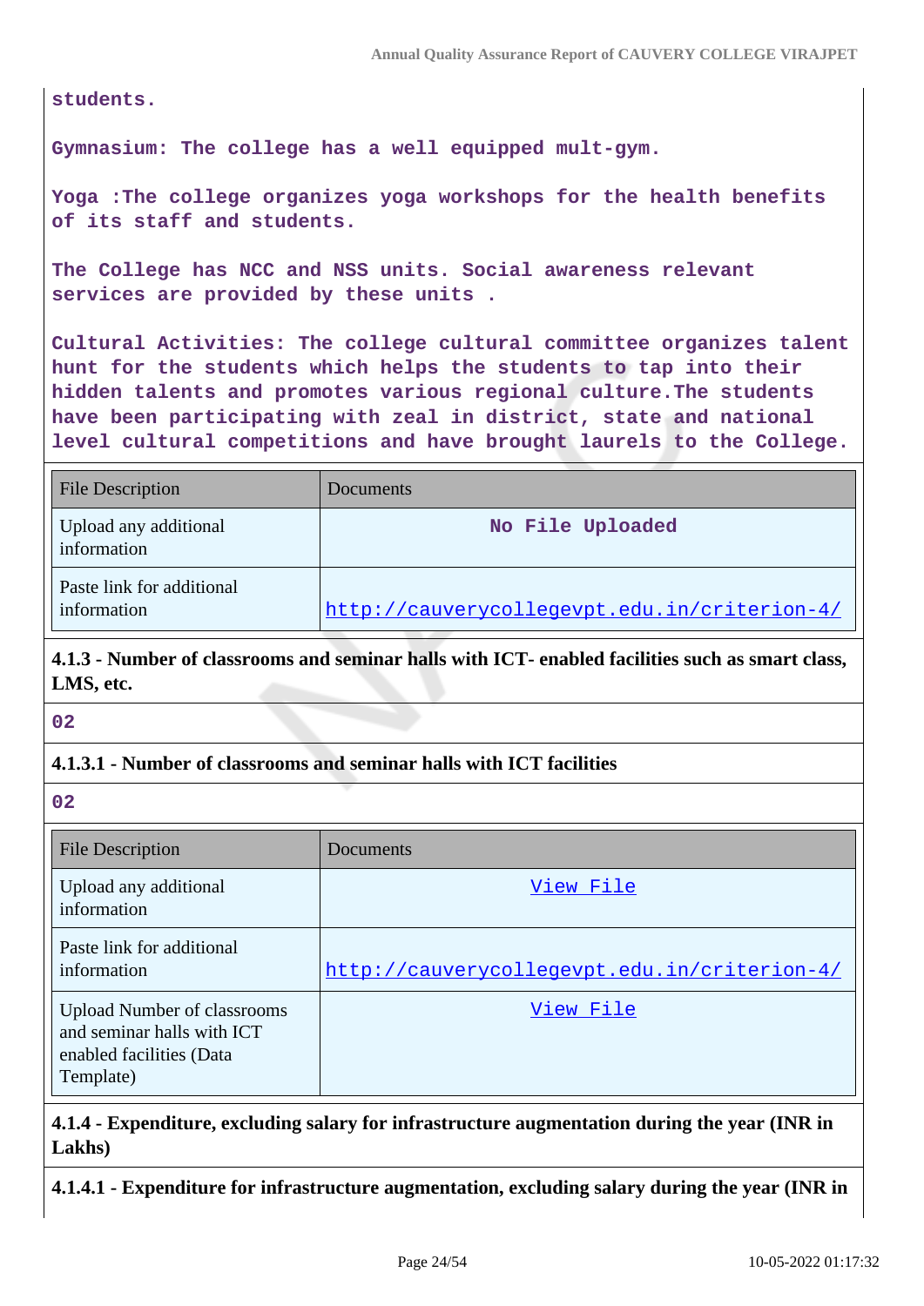students.

Gymnasium: The college has a well equipped mult-gym.

Yoga :The college organizes yoga workshops for the health benefits of its staff and students.

The College has NCC and NSS units. Social awareness relevant services are provided by these units .

Cultural Activities: The college cultural committee organizes talent hunt for the students which helps the students to tap into their hidden talents and promotes various regional culture.The students have been participating with zeal in district, state and national level cultural competitions and have brought laurels to the College.

| File Description | Documents |
|---|---|
| Upload any additional information | No File Uploaded |
| Paste link for additional information | http://cauverycollegevpt.edu.in/criterion-4/ |

**4.1.3 - Number of classrooms and seminar halls with ICT- enabled facilities such as smart class, LMS, etc.**

02

**4.1.3.1 - Number of classrooms and seminar halls with ICT facilities**

02

| File Description | Documents |
|---|---|
| Upload any additional information | View File |
| Paste link for additional information | http://cauverycollegevpt.edu.in/criterion-4/ |
| Upload Number of classrooms and seminar halls with ICT enabled facilities (Data Template) | View File |

**4.1.4 - Expenditure, excluding salary for infrastructure augmentation during the year (INR in Lakhs)**

**4.1.4.1 - Expenditure for infrastructure augmentation, excluding salary during the year (INR in**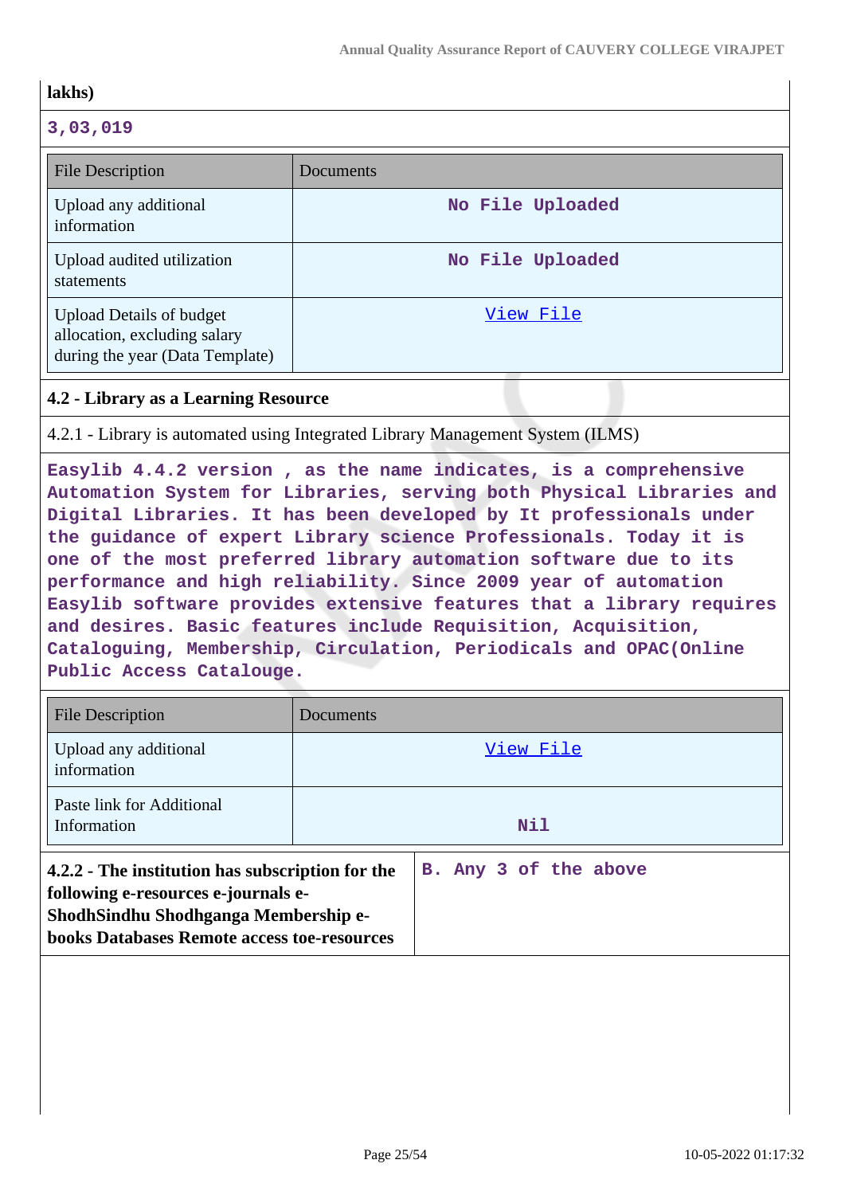**lakhs)**

3,03,019

| File Description | Documents |
| --- | --- |
| Upload any additional information | No File Uploaded |
| Upload audited utilization statements | No File Uploaded |
| Upload Details of budget allocation, excluding salary during the year (Data Template) | View File |

**4.2 - Library as a Learning Resource**

4.2.1 - Library is automated using Integrated Library Management System (ILMS)

Easylib 4.4.2 version , as the name indicates, is a comprehensive Automation System for Libraries, serving both Physical Libraries and Digital Libraries. It has been developed by It professionals under the guidance of expert Library science Professionals. Today it is one of the most preferred library automation software due to its performance and high reliability. Since 2009 year of automation Easylib software provides extensive features that a library requires and desires. Basic features include Requisition, Acquisition, Cataloguing, Membership, Circulation, Periodicals and OPAC(Online Public Access Catalouge.

| File Description | Documents |
| --- | --- |
| Upload any additional information | View File |
| Paste link for Additional Information | Nil |

| **4.2.2 - The institution has subscription for the following e-resources e-journals e-ShodhSindhu Shodhganga Membership e-books Databases Remote access toe-resources** | B. Any 3 of the above |
| --- | --- |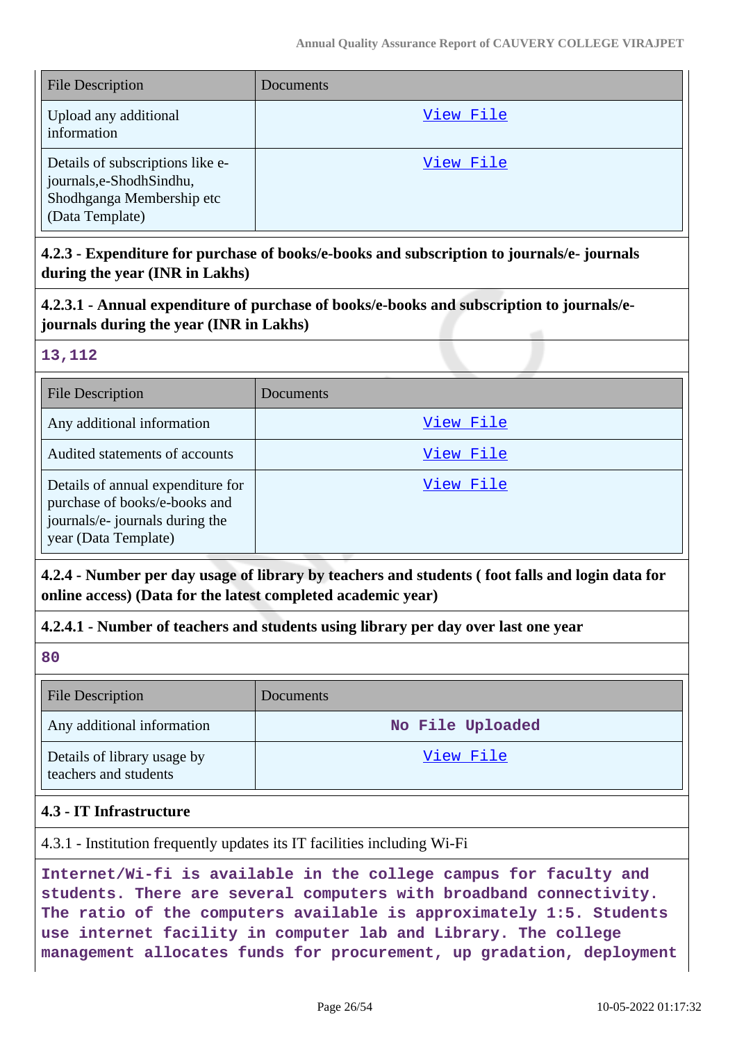| File Description | Documents |
|---|---|
| Upload any additional information | View File |
| Details of subscriptions like e-journals,e-ShodhSindhu, Shodhganga Membership etc (Data Template) | View File |

**4.2.3 - Expenditure for purchase of books/e-books and subscription to journals/e- journals during the year (INR in Lakhs)**

**4.2.3.1 - Annual expenditure of purchase of books/e-books and subscription to journals/e-journals during the year (INR in Lakhs)**

**13,112**

| File Description | Documents |
|---|---|
| Any additional information | View File |
| Audited statements of accounts | View File |
| Details of annual expenditure for purchase of books/e-books and journals/e- journals during the year (Data Template) | View File |

**4.2.4 - Number per day usage of library by teachers and students ( foot falls and login data for online access) (Data for the latest completed academic year)**

**4.2.4.1 - Number of teachers and students using library per day over last one year**

**80**

| File Description | Documents |
|---|---|
| Any additional information | No File Uploaded |
| Details of library usage by teachers and students | View File |

**4.3 - IT Infrastructure**

4.3.1 - Institution frequently updates its IT facilities including Wi-Fi

**Internet/Wi-fi is available in the college campus for faculty and students. There are several computers with broadband connectivity. The ratio of the computers available is approximately 1:5. Students use internet facility in computer lab and Library. The college management allocates funds for procurement, up gradation, deployment**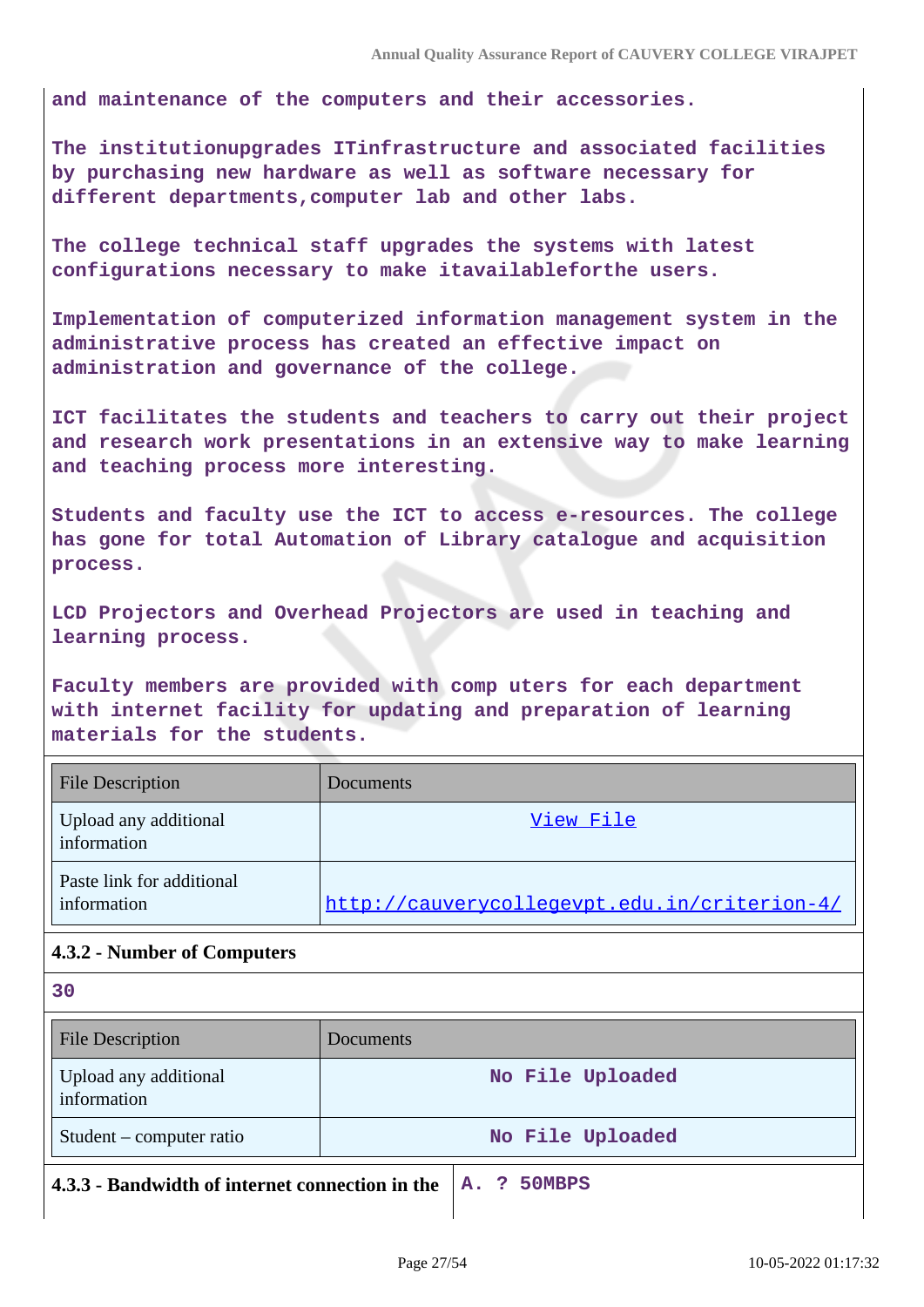and maintenance of the computers and their accessories.

The institutionupgrades ITinfrastructure and associated facilities by purchasing new hardware as well as software necessary for different departments,computer lab and other labs.

The college technical staff upgrades the systems with latest configurations necessary to make itavailableforthe users.

Implementation of computerized information management system in the administrative process has created an effective impact on administration and governance of the college.

ICT facilitates the students and teachers to carry out their project and research work presentations in an extensive way to make learning and teaching process more interesting.

Students and faculty use the ICT to access e-resources. The college has gone for total Automation of Library catalogue and acquisition process.

LCD Projectors and Overhead Projectors are used in teaching and learning process.

Faculty members are provided with comp uters for each department with internet facility for updating and preparation of learning materials for the students.

| File Description | Documents |
|---|---|
| Upload any additional information | View File |
| Paste link for additional information | http://cauverycollegevpt.edu.in/criterion-4/ |

**4.3.2 - Number of Computers**

30

| File Description | Documents |
|---|---|
| Upload any additional information | No File Uploaded |
| Student – computer ratio | No File Uploaded |

| **4.3.3 - Bandwidth of internet connection in the** | A. ? 50MBPS |
|---|---|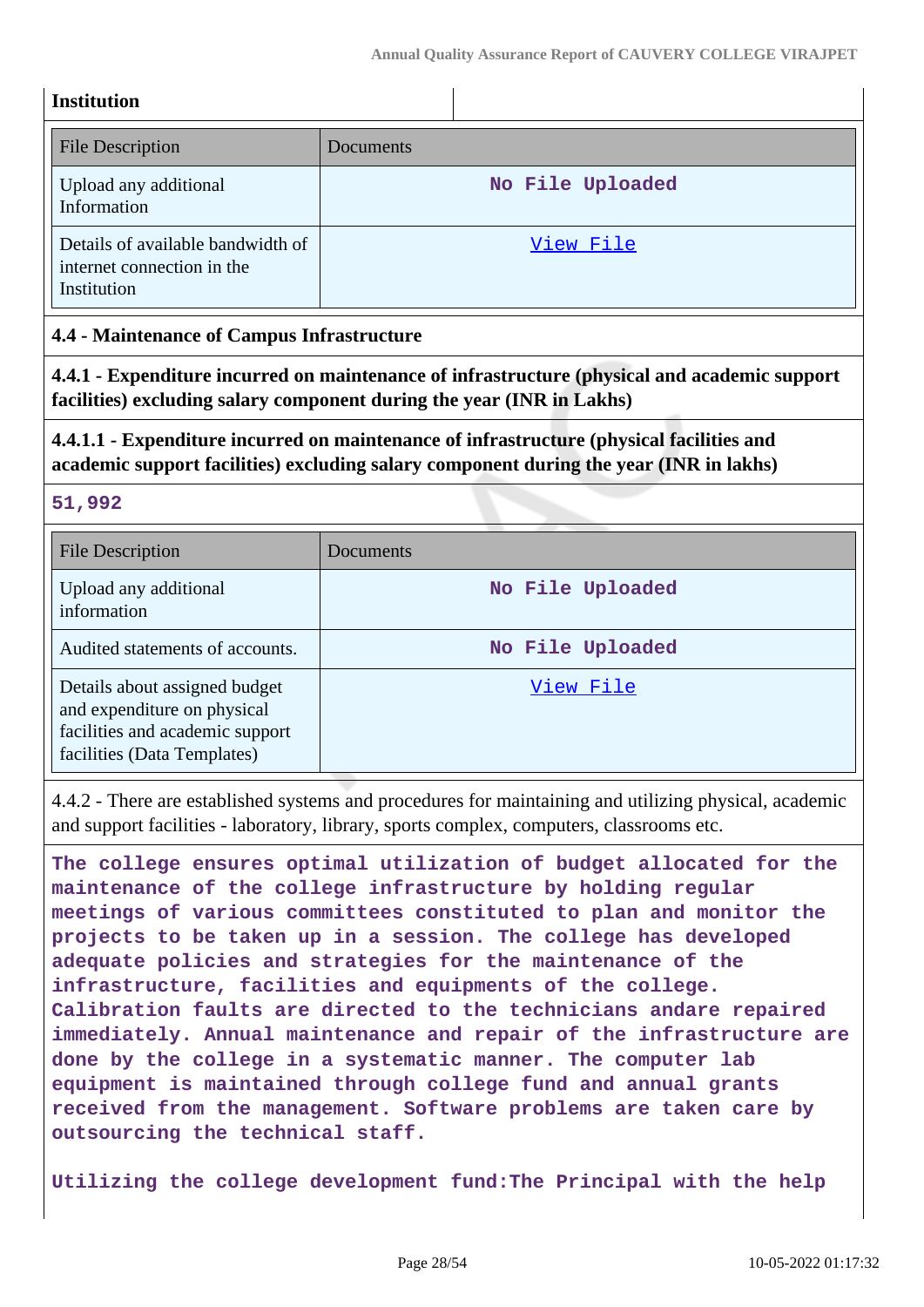**Institution**

| File Description | Documents |
| --- | --- |
| Upload any additional Information | No File Uploaded |
| Details of available bandwidth of internet connection in the Institution | View File |

**4.4 - Maintenance of Campus Infrastructure**

**4.4.1 - Expenditure incurred on maintenance of infrastructure (physical and academic support facilities) excluding salary component during the year (INR in Lakhs)**

**4.4.1.1 - Expenditure incurred on maintenance of infrastructure (physical facilities and academic support facilities) excluding salary component during the year (INR in lakhs)**

**51,992**

| File Description | Documents |
| --- | --- |
| Upload any additional information | No File Uploaded |
| Audited statements of accounts. | No File Uploaded |
| Details about assigned budget and expenditure on physical facilities and academic support facilities (Data Templates) | View File |

4.4.2 - There are established systems and procedures for maintaining and utilizing physical, academic and support facilities - laboratory, library, sports complex, computers, classrooms etc.

**The college ensures optimal utilization of budget allocated for the maintenance of the college infrastructure by holding regular meetings of various committees constituted to plan and monitor the projects to be taken up in a session. The college has developed adequate policies and strategies for the maintenance of the infrastructure, facilities and equipments of the college. Calibration faults are directed to the technicians andare repaired immediately. Annual maintenance and repair of the infrastructure are done by the college in a systematic manner. The computer lab equipment is maintained through college fund and annual grants received from the management. Software problems are taken care by outsourcing the technical staff.**

**Utilizing the college development fund:The Principal with the help**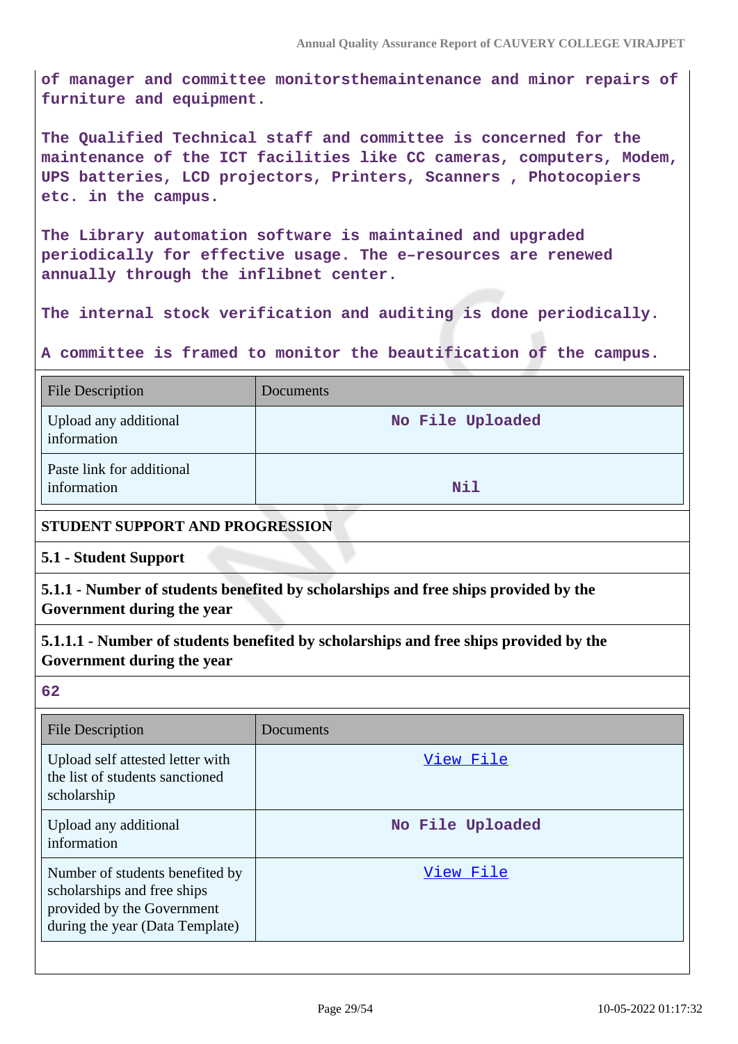of manager and committee monitorsthemaintenance and minor repairs of furniture and equipment.

The Qualified Technical staff and committee is concerned for the maintenance of the ICT facilities like CC cameras, computers, Modem, UPS batteries, LCD projectors, Printers, Scanners , Photocopiers etc. in the campus.

The Library automation software is maintained and upgraded periodically for effective usage. The e–resources are renewed annually through the inflibnet center.

The internal stock verification and auditing is done periodically.

A committee is framed to monitor the beautification of the campus.

| File Description | Documents |
|---|---|
| Upload any additional information | No File Uploaded |
| Paste link for additional information | Nil |

**STUDENT SUPPORT AND PROGRESSION**

**5.1 - Student Support**

**5.1.1 - Number of students benefited by scholarships and free ships provided by the Government during the year**

**5.1.1.1 - Number of students benefited by scholarships and free ships provided by the Government during the year**

62

| File Description | Documents |
|---|---|
| Upload self attested letter with the list of students sanctioned scholarship | View File |
| Upload any additional information | No File Uploaded |
| Number of students benefited by scholarships and free ships provided by the Government during the year (Data Template) | View File |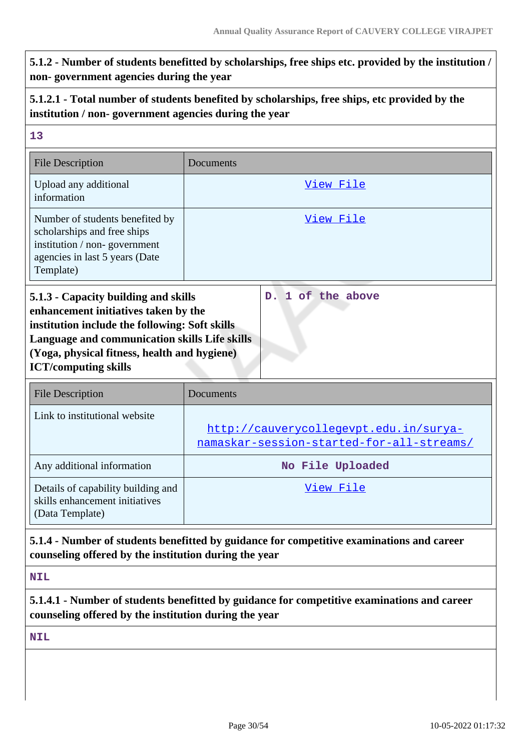**5.1.2 - Number of students benefitted by scholarships, free ships etc. provided by the institution / non- government agencies during the year**

**5.1.2.1 - Total number of students benefited by scholarships, free ships, etc provided by the institution / non- government agencies during the year**

13

| File Description | Documents |
|---|---|
| Upload any additional information | View File |
| Number of students benefited by scholarships and free ships institution / non- government agencies in last 5 years (Date Template) | View File |

**5.1.3 - Capacity building and skills enhancement initiatives taken by the institution include the following: Soft skills Language and communication skills Life skills (Yoga, physical fitness, health and hygiene) ICT/computing skills**

D. 1 of the above

| File Description | Documents |
|---|---|
| Link to institutional website | http://cauverycollegevpt.edu.in/surya-namaskar-session-started-for-all-streams/ |
| Any additional information | No File Uploaded |
| Details of capability building and skills enhancement initiatives (Data Template) | View File |

**5.1.4 - Number of students benefitted by guidance for competitive examinations and career counseling offered by the institution during the year**

NIL

**5.1.4.1 - Number of students benefitted by guidance for competitive examinations and career counseling offered by the institution during the year**

NIL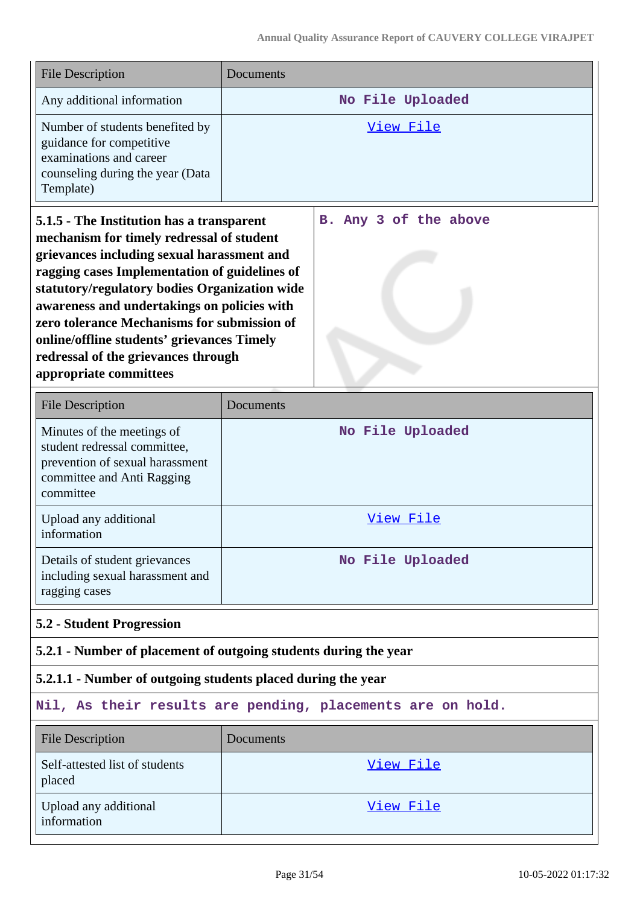| File Description | Documents |
|---|---|
| Any additional information | No File Uploaded |
| Number of students benefited by guidance for competitive examinations and career counseling during the year (Data Template) | [View File] |

| | |
|---|---|
| **5.1.5 - The Institution has a transparent mechanism for timely redressal of student grievances including sexual harassment and ragging cases Implementation of guidelines of statutory/regulatory bodies Organization wide awareness and undertakings on policies with zero tolerance Mechanisms for submission of online/offline students' grievances Timely redressal of the grievances through appropriate committees** | B. Any 3 of the above |

| File Description | Documents |
|---|---|
| Minutes of the meetings of student redressal committee, prevention of sexual harassment committee and Anti Ragging committee | No File Uploaded |
| Upload any additional information | [View File] |
| Details of student grievances including sexual harassment and ragging cases | No File Uploaded |

### 5.2 - Student Progression

**5.2.1 - Number of placement of outgoing students during the year**

**5.2.1.1 - Number of outgoing students placed during the year**

Nil, As their results are pending, placements are on hold.

| File Description | Documents |
|---|---|
| Self-attested list of students placed | [View File] |
| Upload any additional information | [View File] |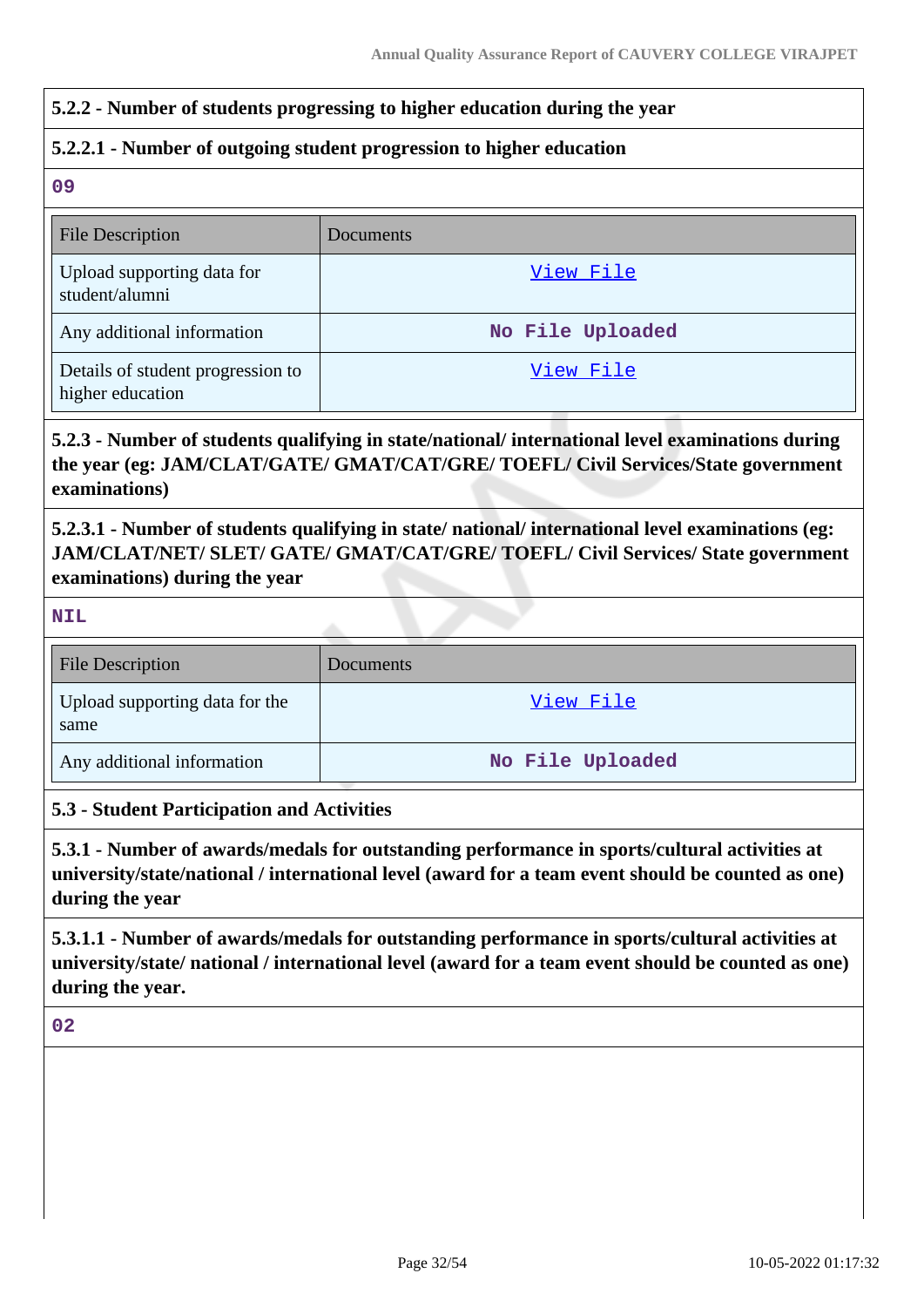**5.2.2 - Number of students progressing to higher education during the year**

**5.2.2.1 - Number of outgoing student progression to higher education**

09

| File Description | Documents |
| --- | --- |
| Upload supporting data for student/alumni | View File |
| Any additional information | No File Uploaded |
| Details of student progression to higher education | View File |

**5.2.3 - Number of students qualifying in state/national/ international level examinations during the year (eg: JAM/CLAT/GATE/ GMAT/CAT/GRE/ TOEFL/ Civil Services/State government examinations)**

**5.2.3.1 - Number of students qualifying in state/ national/ international level examinations (eg: JAM/CLAT/NET/ SLET/ GATE/ GMAT/CAT/GRE/ TOEFL/ Civil Services/ State government examinations) during the year**

NIL

| File Description | Documents |
| --- | --- |
| Upload supporting data for the same | View File |
| Any additional information | No File Uploaded |

**5.3 - Student Participation and Activities**

**5.3.1 - Number of awards/medals for outstanding performance in sports/cultural activities at university/state/national / international level (award for a team event should be counted as one) during the year**

**5.3.1.1 - Number of awards/medals for outstanding performance in sports/cultural activities at university/state/ national / international level (award for a team event should be counted as one) during the year.**

02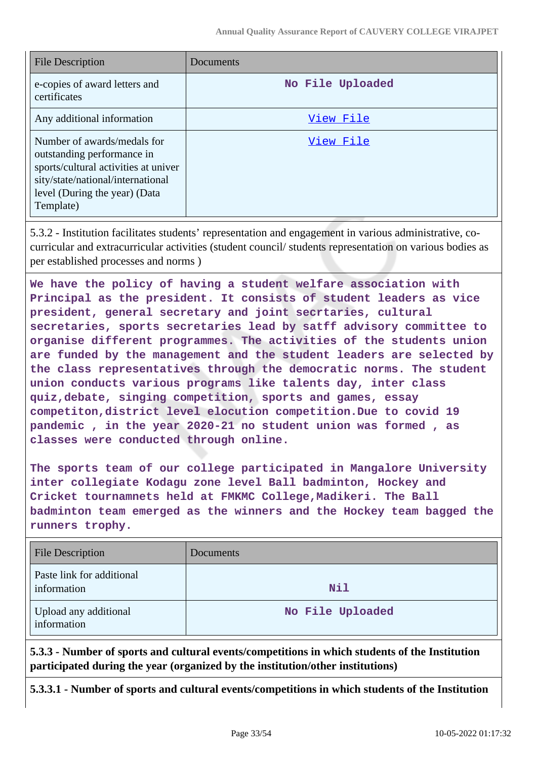| File Description | Documents |
| --- | --- |
| e-copies of award letters and certificates | No File Uploaded |
| Any additional information | View File |
| Number of awards/medals for outstanding performance in sports/cultural activities at university/state/national/international level (During the year) (Data Template) | View File |

5.3.2 - Institution facilitates students' representation and engagement in various administrative, co-curricular and extracurricular activities (student council/ students representation on various bodies as per established processes and norms )

We have the policy of having a student welfare association with Principal as the president. It consists of student leaders as vice president, general secretary and joint secrtaries, cultural secretaries, sports secretaries lead by satff advisory committee to organise different programmes. The activities of the students union are funded by the management and the student leaders are selected by the class representatives through the democratic norms. The student union conducts various programs like talents day, inter class quiz,debate, singing competition, sports and games, essay competiton,district level elocution competition.Due to covid 19 pandemic , in the year 2020-21 no student union was formed , as classes were conducted through online.

The sports team of our college participated in Mangalore University inter collegiate Kodagu zone level Ball badminton, Hockey and Cricket tournamnets held at FMKMC College,Madikeri. The Ball badminton team emerged as the winners and the Hockey team bagged the runners trophy.

| File Description | Documents |
| --- | --- |
| Paste link for additional information | Nil |
| Upload any additional information | No File Uploaded |

**5.3.3 - Number of sports and cultural events/competitions in which students of the Institution participated during the year (organized by the institution/other institutions)**

**5.3.3.1 - Number of sports and cultural events/competitions in which students of the Institution**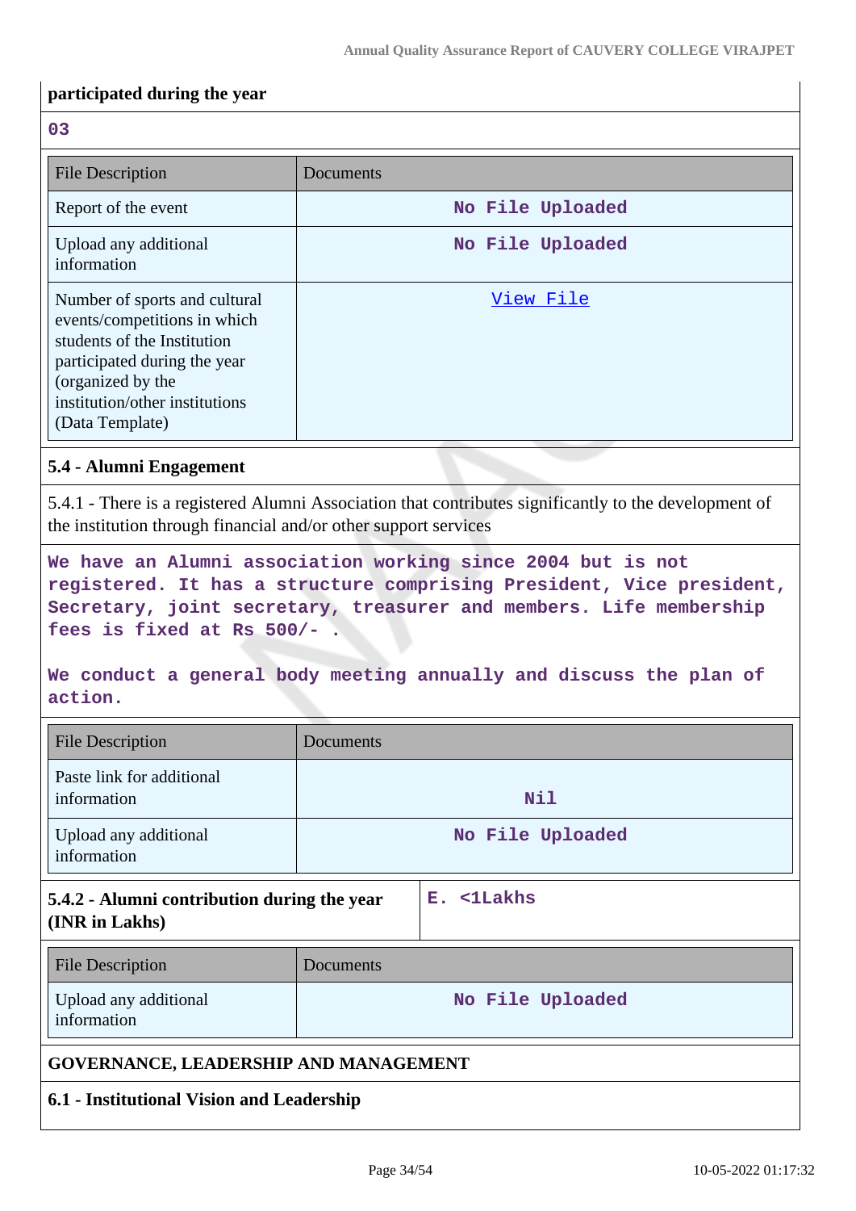**participated during the year**

**03**

| File Description | Documents |
|---|---|
| Report of the event | No File Uploaded |
| Upload any additional information | No File Uploaded |
| Number of sports and cultural events/competitions in which students of the Institution participated during the year (organized by the institution/other institutions (Data Template) | View File |

### 5.4 - Alumni Engagement

5.4.1 - There is a registered Alumni Association that contributes significantly to the development of the institution through financial and/or other support services

**We have an Alumni association working since 2004 but is not registered. It has a structure comprising President, Vice president, Secretary, joint secretary, treasurer and members. Life membership fees is fixed at Rs 500/- .**

**We conduct a general body meeting annually and discuss the plan of action.**

| File Description | Documents |
|---|---|
| Paste link for additional information | Nil |
| Upload any additional information | No File Uploaded |

| **5.4.2 - Alumni contribution during the year (INR in Lakhs)** | **E. <1Lakhs** |
|---|---|

| File Description | Documents |
|---|---|
| Upload any additional information | No File Uploaded |

## GOVERNANCE, LEADERSHIP AND MANAGEMENT

### 6.1 - Institutional Vision and Leadership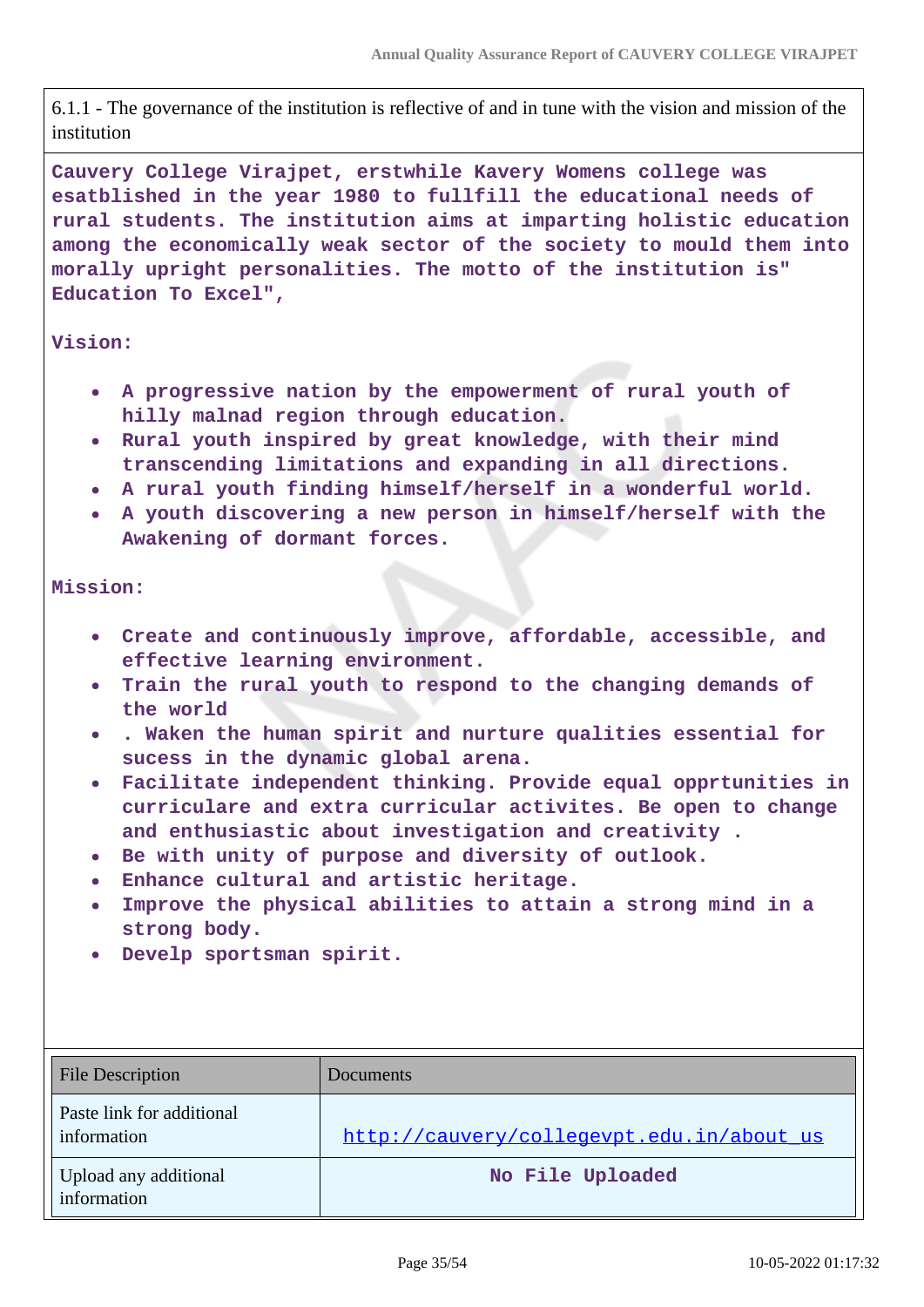6.1.1 - The governance of the institution is reflective of and in tune with the vision and mission of the institution

**Cauvery College Virajpet, erstwhile Kavery Womens college was esatblished in the year 1980 to fullfill the educational needs of rural students. The institution aims at imparting holistic education among the economically weak sector of the society to mould them into morally upright personalities. The motto of the institution is" Education To Excel",**

**Vision:**

- **A progressive nation by the empowerment of rural youth of hilly malnad region through education.**
- **Rural youth inspired by great knowledge, with their mind transcending limitations and expanding in all directions.**
- **A rural youth finding himself/herself in a wonderful world.**
- **A youth discovering a new person in himself/herself with the Awakening of dormant forces.**

**Mission:**

- **Create and continuously improve, affordable, accessible, and effective learning environment.**
- **Train the rural youth to respond to the changing demands of the world**
- **. Waken the human spirit and nurture qualities essential for sucess in the dynamic global arena.**
- **Facilitate independent thinking. Provide equal opprtunities in curriculare and extra curricular activites. Be open to change and enthusiastic about investigation and creativity .**
- **Be with unity of purpose and diversity of outlook.**
- **Enhance cultural and artistic heritage.**
- **Improve the physical abilities to attain a strong mind in a strong body.**
- **Develp sportsman spirit.**

| File Description | Documents |
|---|---|
| Paste link for additional information | http://cauvery/collegevpt.edu.in/about_us |
| Upload any additional information | **No File Uploaded** |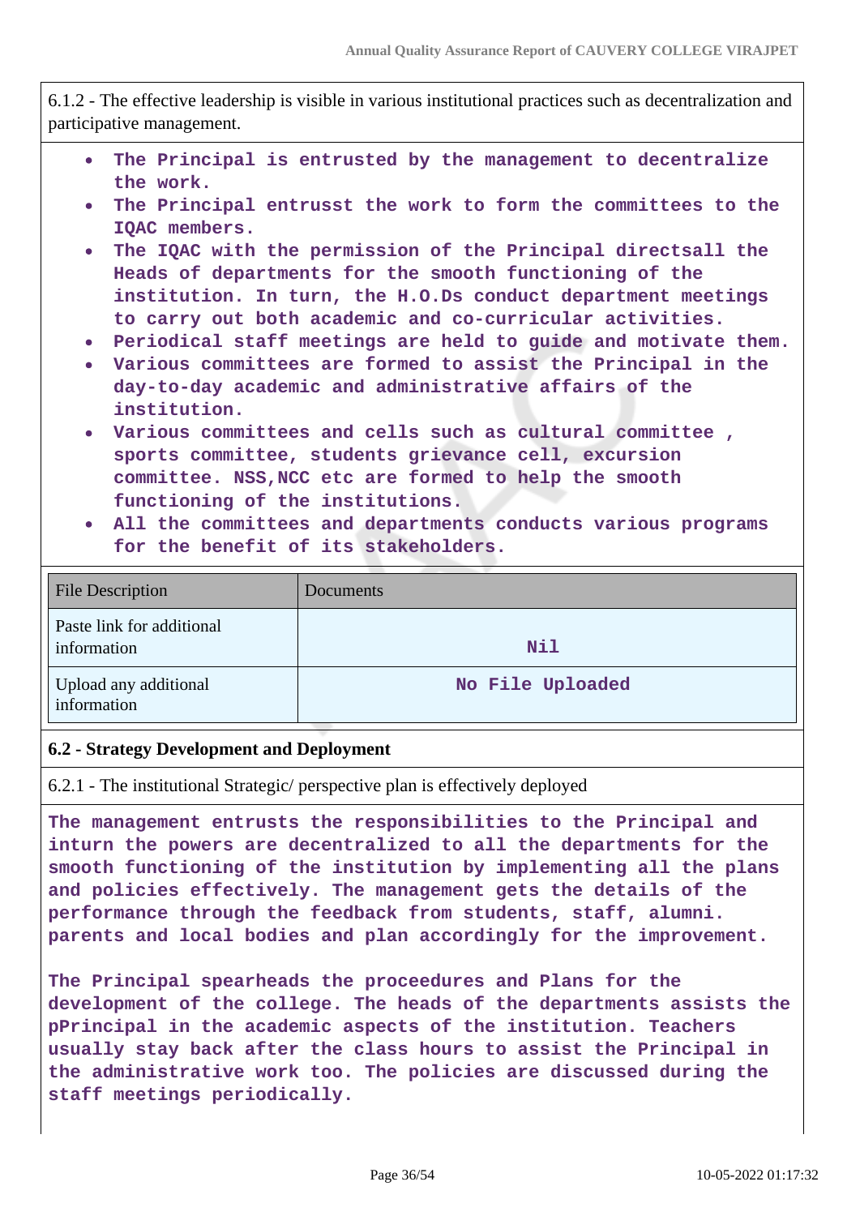6.1.2 - The effective leadership is visible in various institutional practices such as decentralization and participative management.

- **The Principal is entrusted by the management to decentralize the work.**
- **The Principal entrusst the work to form the committees to the IQAC members.**
- **The IQAC with the permission of the Principal directsall the Heads of departments for the smooth functioning of the institution. In turn, the H.O.Ds conduct department meetings to carry out both academic and co-curricular activities.**
- **Periodical staff meetings are held to guide and motivate them.**
- **Various committees are formed to assist the Principal in the day-to-day academic and administrative affairs of the institution.**
- **Various committees and cells such as cultural committee , sports committee, students grievance cell, excursion committee. NSS,NCC etc are formed to help the smooth functioning of the institutions.**
- **All the committees and departments conducts various programs for the benefit of its stakeholders.**

| File Description | Documents |
|---|---|
| Paste link for additional information | **Nil** |
| Upload any additional information | **No File Uploaded** |

**6.2 - Strategy Development and Deployment**

6.2.1 - The institutional Strategic/ perspective plan is effectively deployed

**The management entrusts the responsibilities to the Principal and inturn the powers are decentralized to all the departments for the smooth functioning of the institution by implementing all the plans and policies effectively. The management gets the details of the performance through the feedback from students, staff, alumni. parents and local bodies and plan accordingly for the improvement.**

**The Principal spearheads the proceedures and Plans for the development of the college. The heads of the departments assists the pPrincipal in the academic aspects of the institution. Teachers usually stay back after the class hours to assist the Principal in the administrative work too. The policies are discussed during the staff meetings periodically.**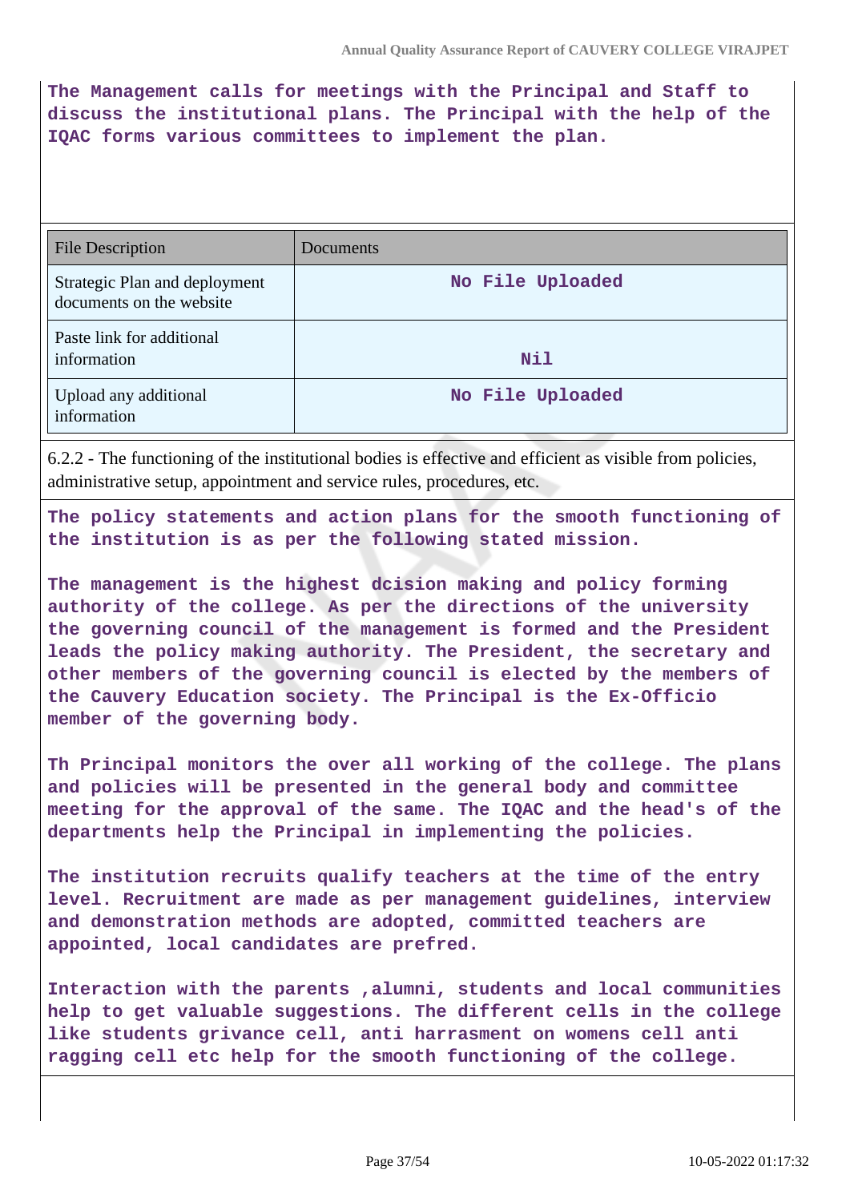**The Management calls for meetings with the Principal and Staff to discuss the institutional plans. The Principal with the help of the IQAC forms various committees to implement the plan.**

| File Description | Documents |
|---|---|
| Strategic Plan and deployment documents on the website | No File Uploaded |
| Paste link for additional information | Nil |
| Upload any additional information | No File Uploaded |

6.2.2 - The functioning of the institutional bodies is effective and efficient as visible from policies, administrative setup, appointment and service rules, procedures, etc.

**The policy statements and action plans for the smooth functioning of the institution is as per the following stated mission.**

**The management is the highest dcision making and policy forming authority of the college. As per the directions of the university the governing council of the management is formed and the President leads the policy making authority. The President, the secretary and other members of the governing council is elected by the members of the Cauvery Education society. The Principal is the Ex-Officio member of the governing body.**

**Th Principal monitors the over all working of the college. The plans and policies will be presented in the general body and committee meeting for the approval of the same. The IQAC and the head's of the departments help the Principal in implementing the policies.**

**The institution recruits qualify teachers at the time of the entry level. Recruitment are made as per management guidelines, interview and demonstration methods are adopted, committed teachers are appointed, local candidates are prefred.**

**Interaction with the parents ,alumni, students and local communities help to get valuable suggestions. The different cells in the college like students grivance cell, anti harrasment on womens cell anti ragging cell etc help for the smooth functioning of the college.**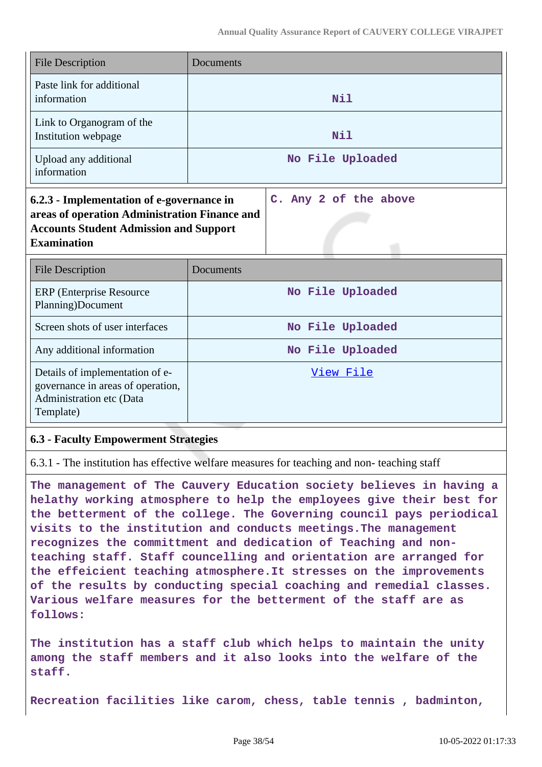| File Description | Documents |
|---|---|
| Paste link for additional information | Nil |
| Link to Organogram of the Institution webpage | Nil |
| Upload any additional information | No File Uploaded |

| 6.2.3 - Implementation of e-governance in areas of operation Administration Finance and Accounts Student Admission and Support Examination | C. Any 2 of the above |
|---|---|

| File Description | Documents |
|---|---|
| ERP (Enterprise Resource Planning)Document | No File Uploaded |
| Screen shots of user interfaces | No File Uploaded |
| Any additional information | No File Uploaded |
| Details of implementation of e-governance in areas of operation, Administration etc (Data Template) | View File |

**6.3 - Faculty Empowerment Strategies**

6.3.1 - The institution has effective welfare measures for teaching and non- teaching staff

The management of The Cauvery Education society believes in having a helathy working atmosphere to help the employees give their best for the betterment of the college. The Governing council pays periodical visits to the institution and conducts meetings.The management recognizes the committment and dedication of Teaching and non-teaching staff. Staff councelling and orientation are arranged for the effeicient teaching atmosphere.It stresses on the improvements of the results by conducting special coaching and remedial classes. Various welfare measures for the betterment of the staff are as follows:

The institution has a staff club which helps to maintain the unity among the staff members and it also looks into the welfare of the staff.

Recreation facilities like carom, chess, table tennis , badminton,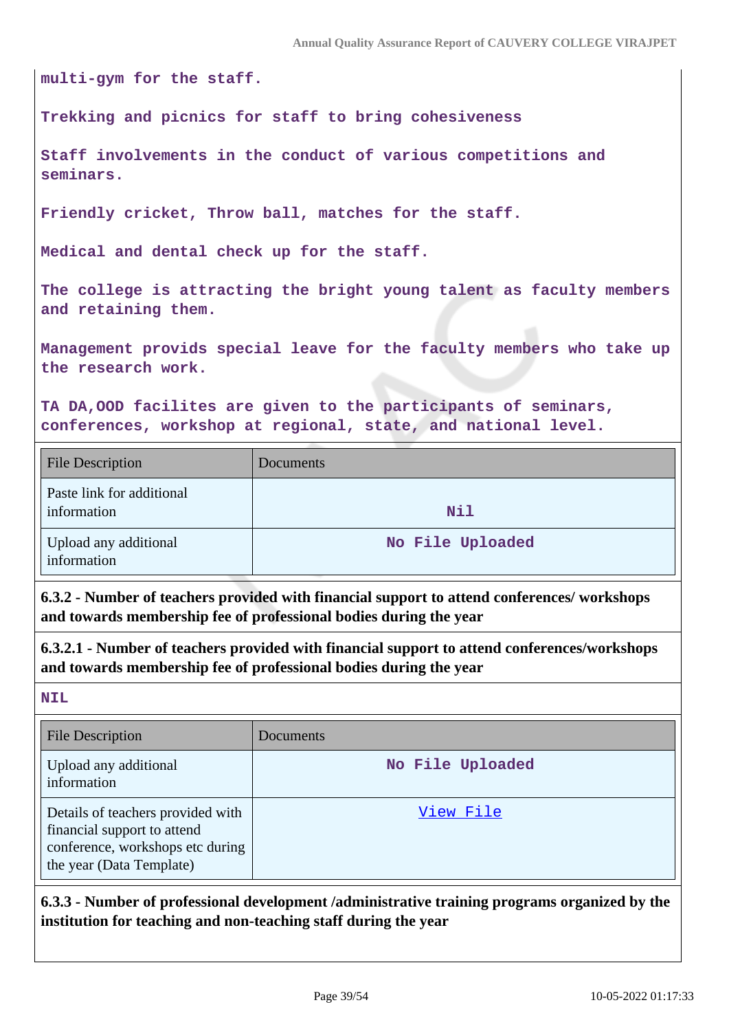multi-gym for the staff.

Trekking and picnics for staff to bring cohesiveness

Staff involvements in the conduct of various competitions and seminars.

Friendly cricket, Throw ball, matches for the staff.

Medical and dental check up for the staff.

The college is attracting the bright young talent as faculty members and retaining them.

Management provids special leave for the faculty members who take up the research work.

TA DA,OOD facilites are given to the participants of seminars, conferences, workshop at regional, state, and national level.

| File Description | Documents |
|---|---|
| Paste link for additional information | Nil |
| Upload any additional information | No File Uploaded |

**6.3.2 - Number of teachers provided with financial support to attend conferences/ workshops and towards membership fee of professional bodies during the year**

**6.3.2.1 - Number of teachers provided with financial support to attend conferences/workshops and towards membership fee of professional bodies during the year**

NIL

| File Description | Documents |
|---|---|
| Upload any additional information | No File Uploaded |
| Details of teachers provided with financial support to attend conference, workshops etc during the year (Data Template) | View File |

**6.3.3 - Number of professional development /administrative training programs organized by the institution for teaching and non-teaching staff during the year**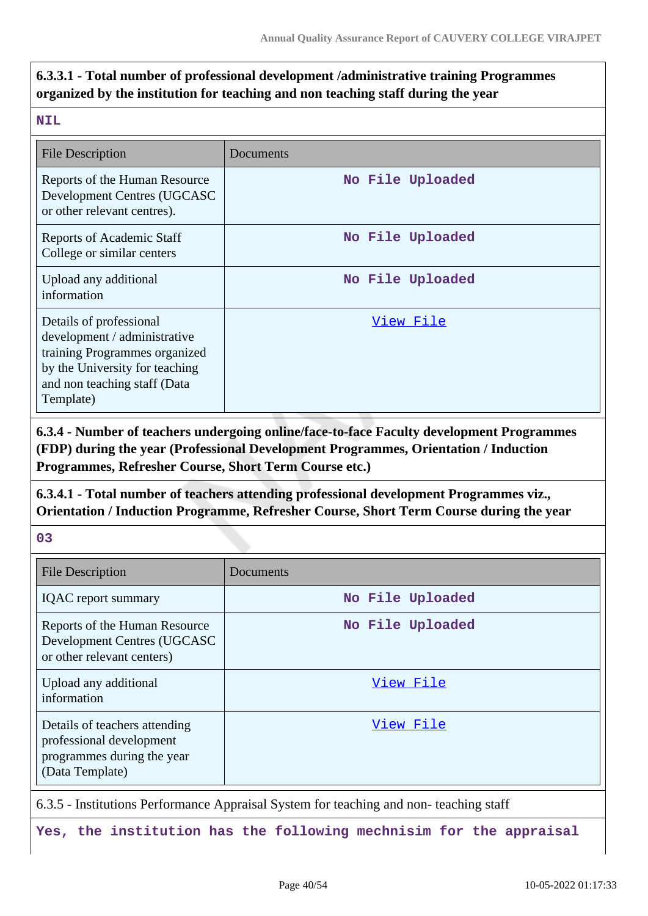**6.3.3.1 - Total number of professional development /administrative training Programmes organized by the institution for teaching and non teaching staff during the year**

NIL

| File Description | Documents |
| --- | --- |
| Reports of the Human Resource Development Centres (UGCASC or other relevant centres). | No File Uploaded |
| Reports of Academic Staff College or similar centers | No File Uploaded |
| Upload any additional information | No File Uploaded |
| Details of professional development / administrative training Programmes organized by the University for teaching and non teaching staff (Data Template) | View File |

**6.3.4 - Number of teachers undergoing online/face-to-face Faculty development Programmes (FDP) during the year (Professional Development Programmes, Orientation / Induction Programmes, Refresher Course, Short Term Course etc.)**

**6.3.4.1 - Total number of teachers attending professional development Programmes viz., Orientation / Induction Programme, Refresher Course, Short Term Course during the year**

03

| File Description | Documents |
| --- | --- |
| IQAC report summary | No File Uploaded |
| Reports of the Human Resource Development Centres (UGCASC or other relevant centers) | No File Uploaded |
| Upload any additional information | View File |
| Details of teachers attending professional development programmes during the year (Data Template) | View File |

6.3.5 - Institutions Performance Appraisal System for teaching and non- teaching staff

Yes, the institution has the following mechnisim for the appraisal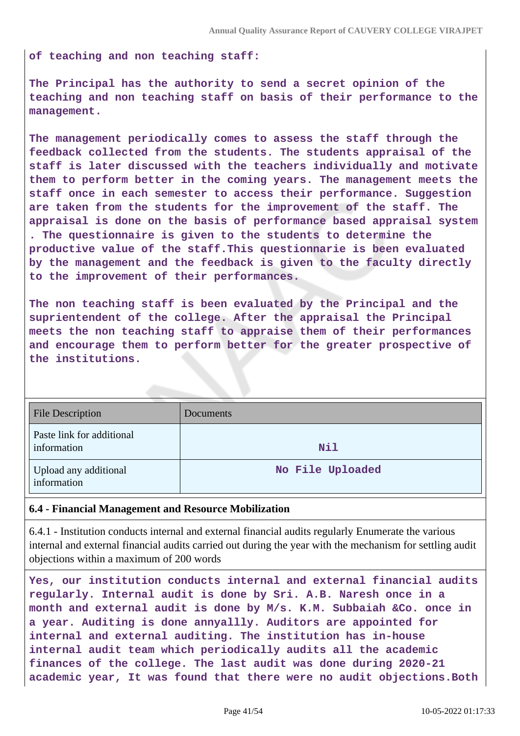**of teaching and non teaching staff:**

**The Principal has the authority to send a secret opinion of the teaching and non teaching staff on basis of their performance to the management.**

**The management periodically comes to assess the staff through the feedback collected from the students. The students appraisal of the staff is later discussed with the teachers individually and motivate them to perform better in the coming years. The management meets the staff once in each semester to access their performance. Suggestion are taken from the students for the improvement of the staff. The appraisal is done on the basis of performance based appraisal system . The questionnaire is given to the students to determine the productive value of the staff.This questionnarie is been evaluated by the management and the feedback is given to the faculty directly to the improvement of their performances.**

**The non teaching staff is been evaluated by the Principal and the suprientendent of the college. After the appraisal the Principal meets the non teaching staff to appraise them of their performances and encourage them to perform better for the greater prospective of the institutions.**

| File Description | Documents |
| --- | --- |
| Paste link for additional information | Nil |
| Upload any additional information | No File Uploaded |

**6.4 - Financial Management and Resource Mobilization**

6.4.1 - Institution conducts internal and external financial audits regularly Enumerate the various internal and external financial audits carried out during the year with the mechanism for settling audit objections within a maximum of 200 words

**Yes, our institution conducts internal and external financial audits regularly. Internal audit is done by Sri. A.B. Naresh once in a month and external audit is done by M/s. K.M. Subbaiah &Co. once in a year. Auditing is done annyallly. Auditors are appointed for internal and external auditing. The institution has in-house internal audit team which periodically audits all the academic finances of the college. The last audit was done during 2020-21 academic year, It was found that there were no audit objections.Both**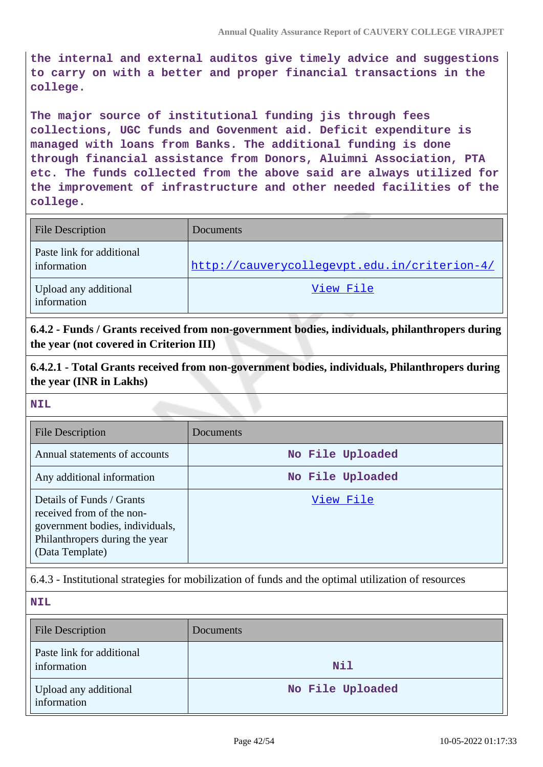the internal and external auditos give timely advice and suggestions to carry on with a better and proper financial transactions in the college.

The major source of institutional funding jis through fees collections, UGC funds and Govenment aid. Deficit expenditure is managed with loans from Banks. The additional funding is done through financial assistance from Donors, Aluimni Association, PTA etc. The funds collected from the above said are always utilized for the improvement of infrastructure and other needed facilities of the college.

| File Description | Documents |
|---|---|
| Paste link for additional information | http://cauverycollegevpt.edu.in/criterion-4/ |
| Upload any additional information | View File |

**6.4.2 - Funds / Grants received from non-government bodies, individuals, philanthropers during the year (not covered in Criterion III)**

**6.4.2.1 - Total Grants received from non-government bodies, individuals, Philanthropers during the year (INR in Lakhs)**

NIL

| File Description | Documents |
|---|---|
| Annual statements of accounts | No File Uploaded |
| Any additional information | No File Uploaded |
| Details of Funds / Grants received from of the non-government bodies, individuals, Philanthropers during the year (Data Template) | View File |

6.4.3 - Institutional strategies for mobilization of funds and the optimal utilization of resources

NIL

| File Description | Documents |
|---|---|
| Paste link for additional information | Nil |
| Upload any additional information | No File Uploaded |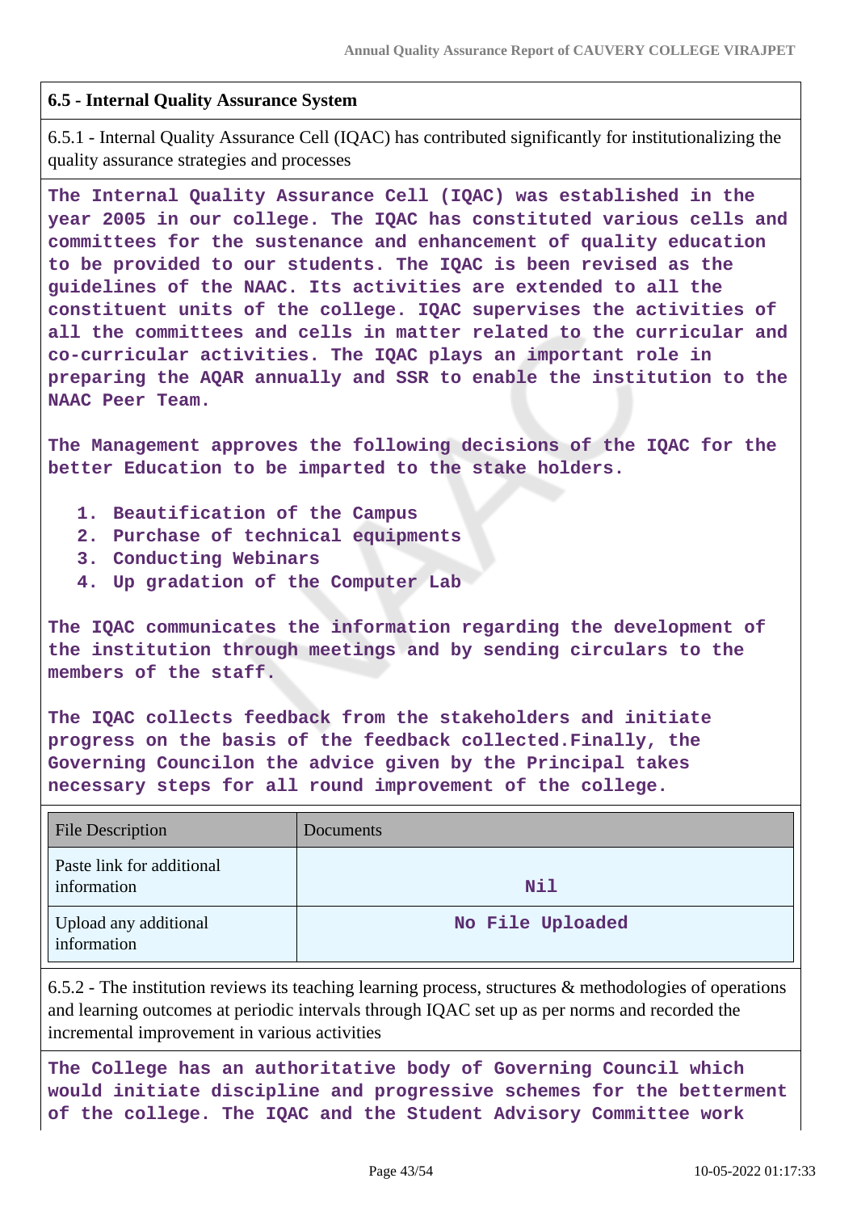**6.5 - Internal Quality Assurance System**

6.5.1 - Internal Quality Assurance Cell (IQAC) has contributed significantly for institutionalizing the quality assurance strategies and processes

**The Internal Quality Assurance Cell (IQAC) was established in the year 2005 in our college. The IQAC has constituted various cells and committees for the sustenance and enhancement of quality education to be provided to our students. The IQAC is been revised as the guidelines of the NAAC. Its activities are extended to all the constituent units of the college. IQAC supervises the activities of all the committees and cells in matter related to the curricular and co-curricular activities. The IQAC plays an important role in preparing the AQAR annually and SSR to enable the institution to the NAAC Peer Team.**

**The Management approves the following decisions of the IQAC for the better Education to be imparted to the stake holders.**

1. **Beautification of the Campus**
2. **Purchase of technical equipments**
3. **Conducting Webinars**
4. **Up gradation of the Computer Lab**

**The IQAC communicates the information regarding the development of the institution through meetings and by sending circulars to the members of the staff.**

**The IQAC collects feedback from the stakeholders and initiate progress on the basis of the feedback collected.Finally, the Governing Councilon the advice given by the Principal takes necessary steps for all round improvement of the college.**

| File Description | Documents |
|---|---|
| Paste link for additional information | **Nil** |
| Upload any additional information | **No File Uploaded** |

6.5.2 - The institution reviews its teaching learning process, structures & methodologies of operations and learning outcomes at periodic intervals through IQAC set up as per norms and recorded the incremental improvement in various activities

**The College has an authoritative body of Governing Council which would initiate discipline and progressive schemes for the betterment of the college. The IQAC and the Student Advisory Committee work**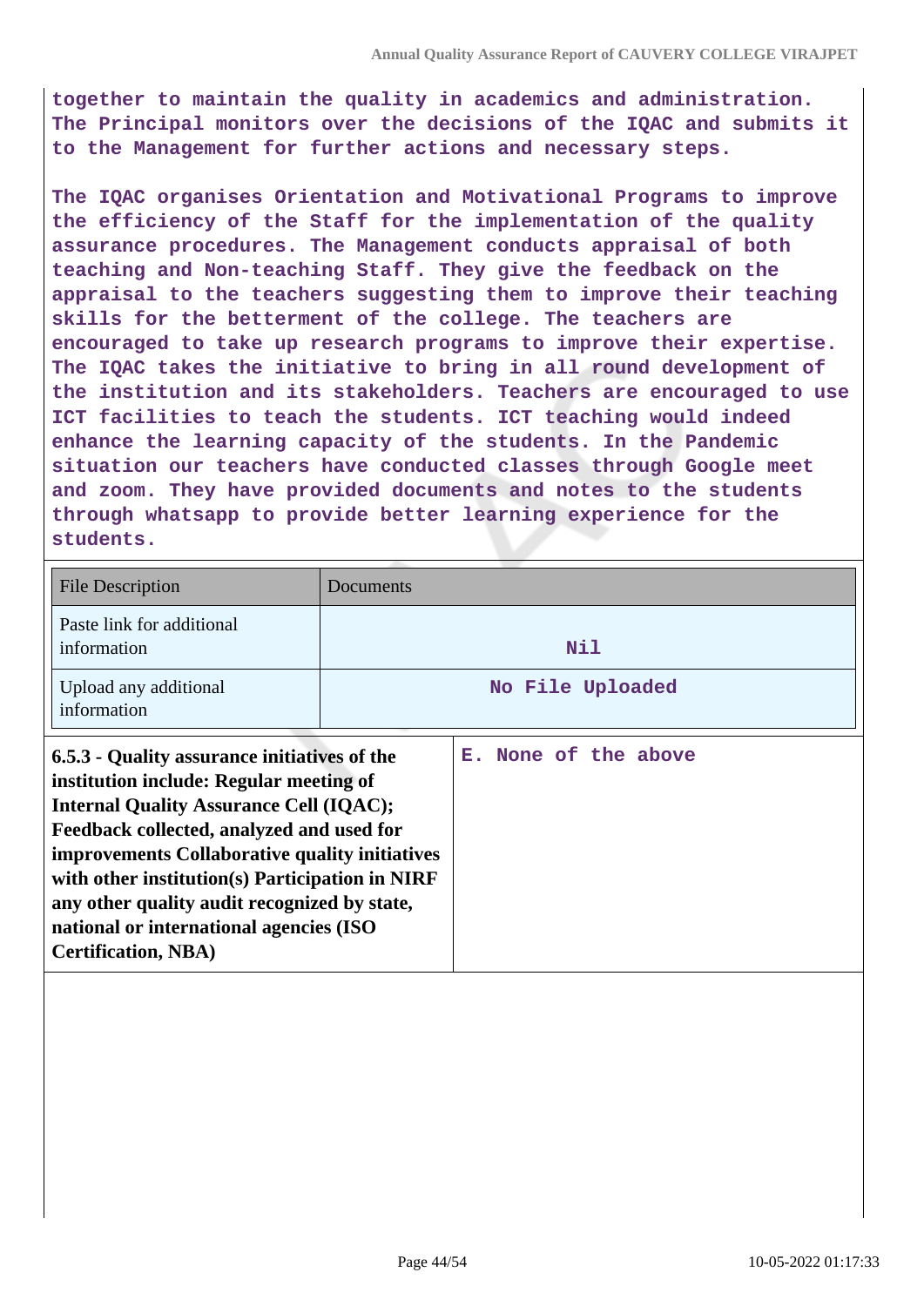together to maintain the quality in academics and administration. The Principal monitors over the decisions of the IQAC and submits it to the Management for further actions and necessary steps.

The IQAC organises Orientation and Motivational Programs to improve the efficiency of the Staff for the implementation of the quality assurance procedures. The Management conducts appraisal of both teaching and Non-teaching Staff. They give the feedback on the appraisal to the teachers suggesting them to improve their teaching skills for the betterment of the college. The teachers are encouraged to take up research programs to improve their expertise. The IQAC takes the initiative to bring in all round development of the institution and its stakeholders. Teachers are encouraged to use ICT facilities to teach the students. ICT teaching would indeed enhance the learning capacity of the students. In the Pandemic situation our teachers have conducted classes through Google meet and zoom. They have provided documents and notes to the students through whatsapp to provide better learning experience for the students.

| File Description | Documents |
|---|---|
| Paste link for additional information | Nil |
| Upload any additional information | No File Uploaded |

| **6.5.3 - Quality assurance initiatives of the institution include: Regular meeting of Internal Quality Assurance Cell (IQAC); Feedback collected, analyzed and used for improvements Collaborative quality initiatives with other institution(s) Participation in NIRF any other quality audit recognized by state, national or international agencies (ISO Certification, NBA)** | E. None of the above |
|---|---|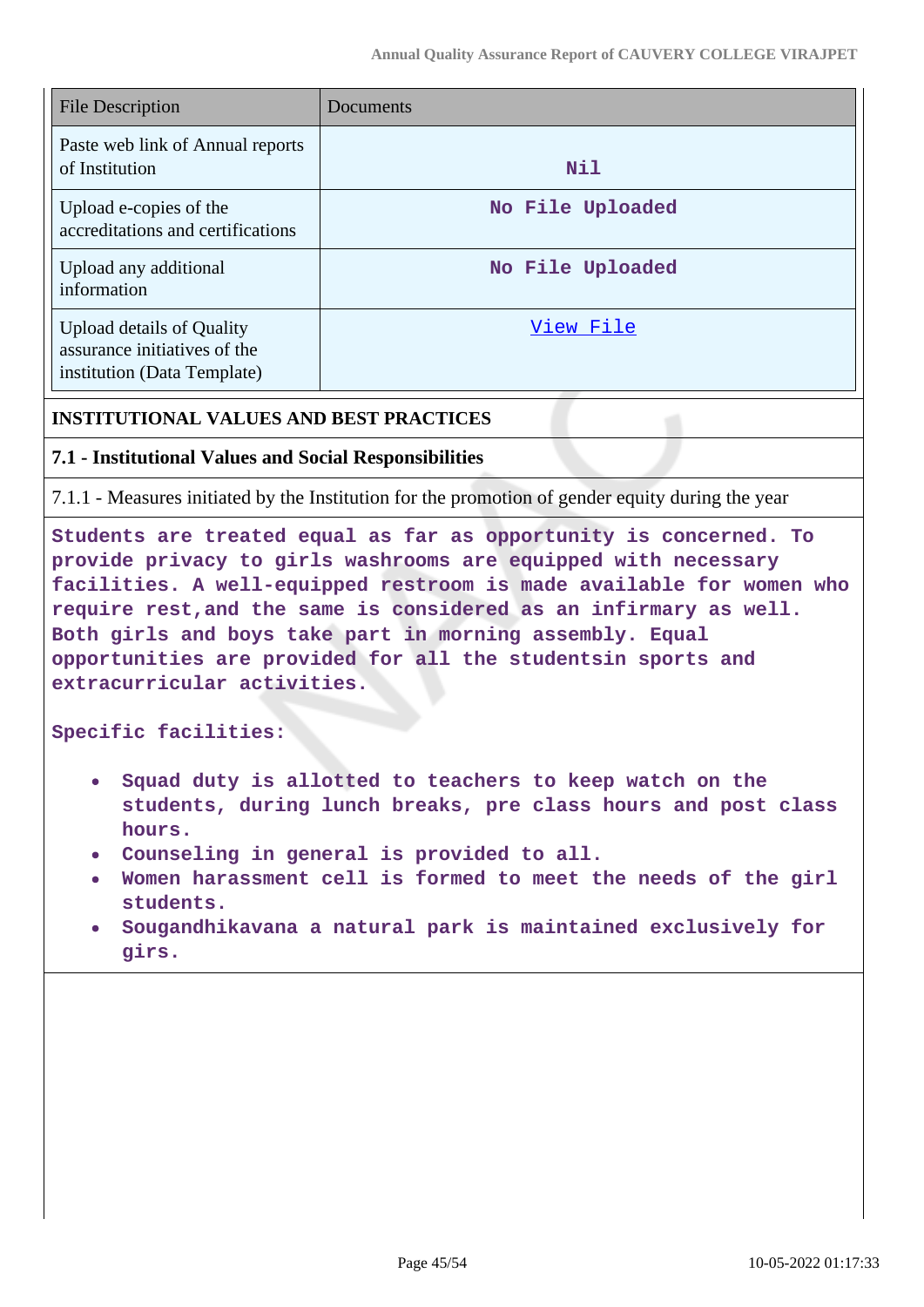| File Description | Documents |
|---|---|
| Paste web link of Annual reports of Institution | Nil |
| Upload e-copies of the accreditations and certifications | No File Uploaded |
| Upload any additional information | No File Uploaded |
| Upload details of Quality assurance initiatives of the institution (Data Template) | View File |

**INSTITUTIONAL VALUES AND BEST PRACTICES**

**7.1 - Institutional Values and Social Responsibilities**

7.1.1 - Measures initiated by the Institution for the promotion of gender equity during the year

Students are treated equal as far as opportunity is concerned. To provide privacy to girls washrooms are equipped with necessary facilities. A well-equipped restroom is made available for women who require rest,and the same is considered as an infirmary as well. Both girls and boys take part in morning assembly. Equal opportunities are provided for all the studentsin sports and extracurricular activities.

Specific facilities:

- Squad duty is allotted to teachers to keep watch on the students, during lunch breaks, pre class hours and post class hours.
- Counseling in general is provided to all.
- Women harassment cell is formed to meet the needs of the girl students.
- Sougandhikavana a natural park is maintained exclusively for girs.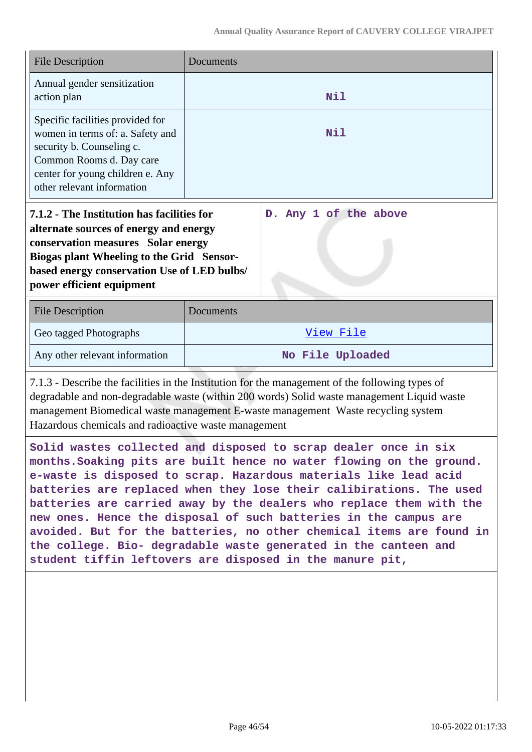| File Description | Documents |
| --- | --- |
| Annual gender sensitization action plan | Nil |
| Specific facilities provided for women in terms of: a. Safety and security b. Counseling c. Common Rooms d. Day care center for young children e. Any other relevant information | Nil |

| | |
| --- | --- |
| **7.1.2 - The Institution has facilities for alternate sources of energy and energy conservation measures Solar energy Biogas plant Wheeling to the Grid Sensor-based energy conservation Use of LED bulbs/ power efficient equipment** | **D. Any 1 of the above** |

| File Description | Documents |
| --- | --- |
| Geo tagged Photographs | View File |
| Any other relevant information | No File Uploaded |

7.1.3 - Describe the facilities in the Institution for the management of the following types of degradable and non-degradable waste (within 200 words) Solid waste management Liquid waste management Biomedical waste management E-waste management Waste recycling system Hazardous chemicals and radioactive waste management

**Solid wastes collected and disposed to scrap dealer once in six months.Soaking pits are built hence no water flowing on the ground. e-waste is disposed to scrap. Hazardous materials like lead acid batteries are replaced when they lose their calibirations. The used batteries are carried away by the dealers who replace them with the new ones. Hence the disposal of such batteries in the campus are avoided. But for the batteries, no other chemical items are found in the college. Bio- degradable waste generated in the canteen and student tiffin leftovers are disposed in the manure pit,**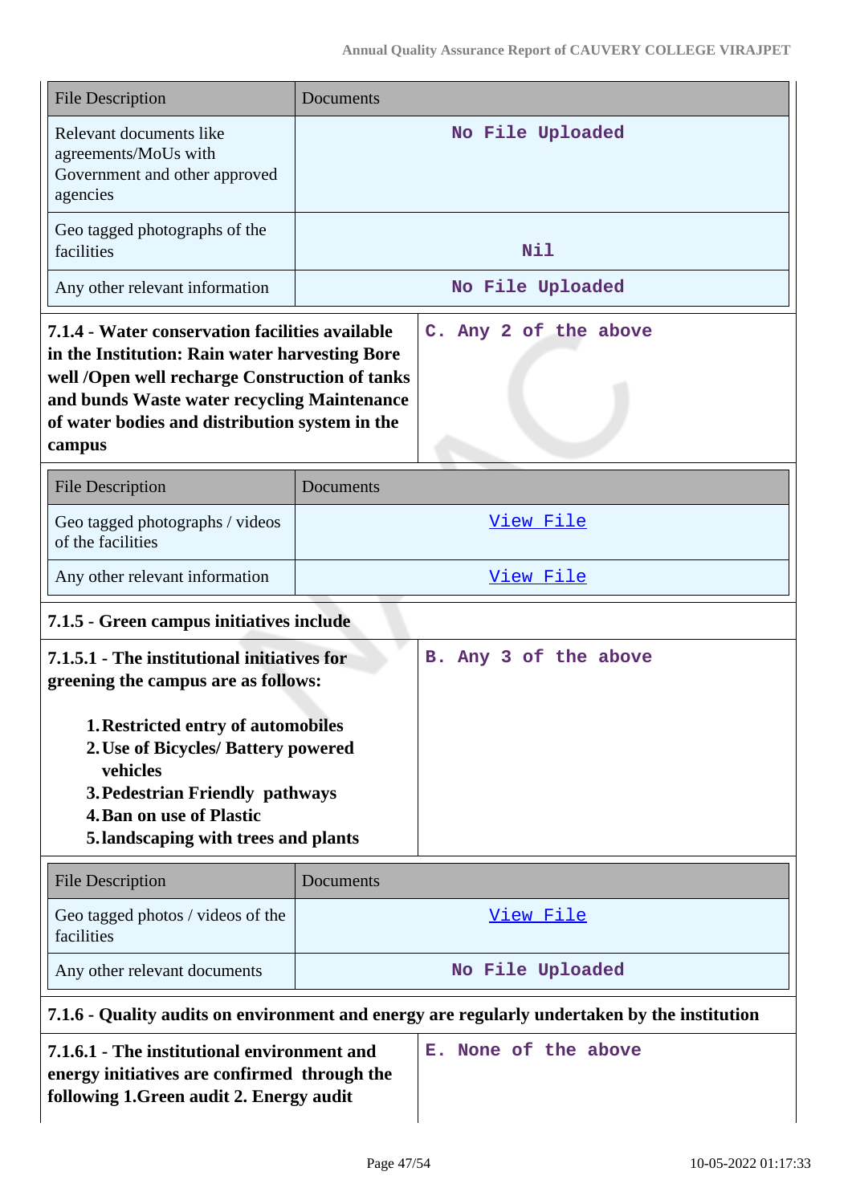| File Description | Documents |
|---|---|
| Relevant documents like agreements/MoUs with Government and other approved agencies | No File Uploaded |
| Geo tagged photographs of the facilities | Nil |
| Any other relevant information | No File Uploaded |

| **7.1.4 - Water conservation facilities available in the Institution: Rain water harvesting Bore well /Open well recharge Construction of tanks and bunds Waste water recycling Maintenance of water bodies and distribution system in the campus** | C. Any 2 of the above |
|---|---|

| File Description | Documents |
|---|---|
| Geo tagged photographs / videos of the facilities | View File |
| Any other relevant information | View File |

**7.1.5 - Green campus initiatives include**

| **7.1.5.1 - The institutional initiatives for greening the campus are as follows:**<br><br>1. **Restricted entry of automobiles**<br>2. **Use of Bicycles/ Battery powered vehicles**<br>3. **Pedestrian Friendly pathways**<br>4. **Ban on use of Plastic**<br>5. **landscaping with trees and plants** | B. Any 3 of the above |
|---|---|

| File Description | Documents |
|---|---|
| Geo tagged photos / videos of the facilities | View File |
| Any other relevant documents | No File Uploaded |

**7.1.6 - Quality audits on environment and energy are regularly undertaken by the institution**

| **7.1.6.1 - The institutional environment and energy initiatives are confirmed through the following 1.Green audit 2. Energy audit** | E. None of the above |
|---|---|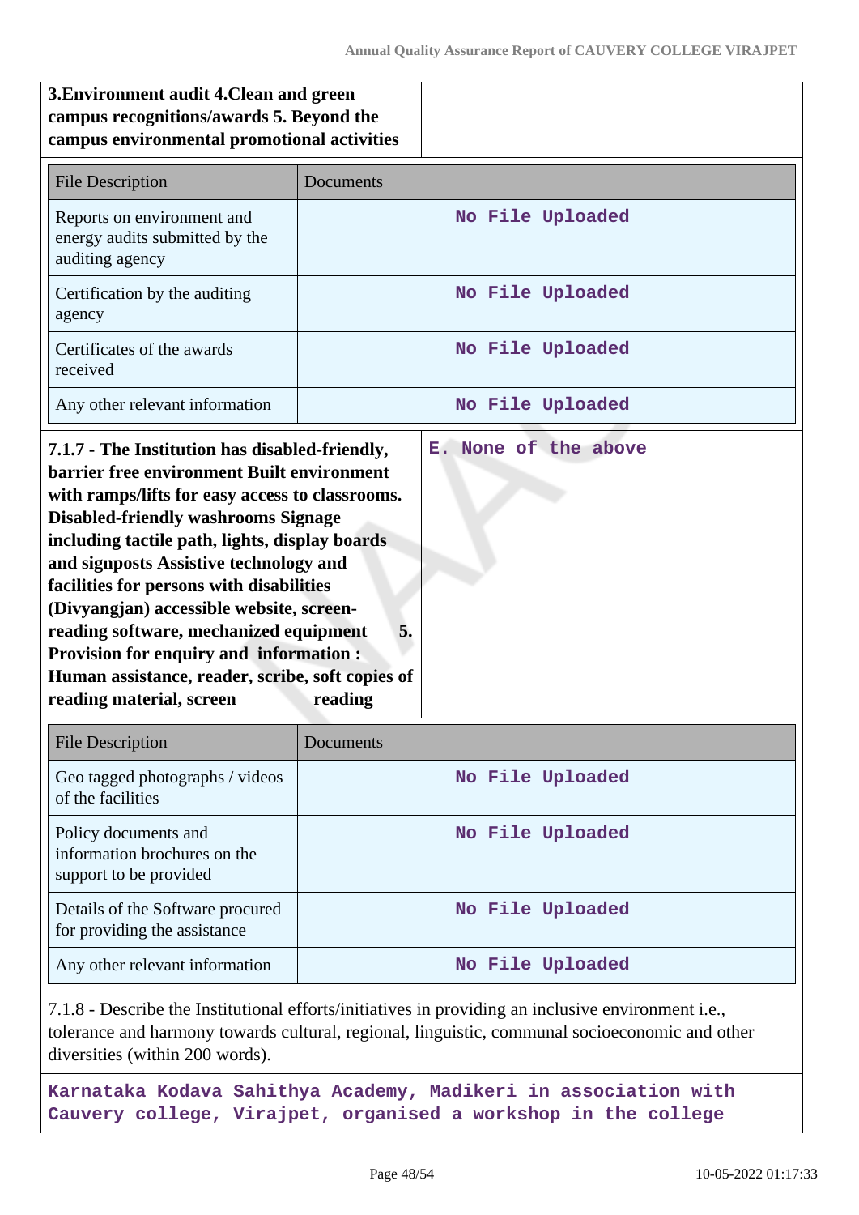| **3.Environment audit 4.Clean and green campus recognitions/awards 5. Beyond the campus environmental promotional activities** | |
|---|---|

| File Description | Documents |
|---|---|
| Reports on environment and energy audits submitted by the auditing agency | No File Uploaded |
| Certification by the auditing agency | No File Uploaded |
| Certificates of the awards received | No File Uploaded |
| Any other relevant information | No File Uploaded |

| **7.1.7 - The Institution has disabled-friendly, barrier free environment Built environment with ramps/lifts for easy access to classrooms. Disabled-friendly washrooms Signage including tactile path, lights, display boards and signposts Assistive technology and facilities for persons with disabilities (Divyangjan) accessible website, screen-reading software, mechanized equipment 5. Provision for enquiry and information : Human assistance, reader, scribe, soft copies of reading material, screen reading** | E. None of the above |
|---|---|

| File Description | Documents |
|---|---|
| Geo tagged photographs / videos of the facilities | No File Uploaded |
| Policy documents and information brochures on the support to be provided | No File Uploaded |
| Details of the Software procured for providing the assistance | No File Uploaded |
| Any other relevant information | No File Uploaded |

7.1.8 - Describe the Institutional efforts/initiatives in providing an inclusive environment i.e., tolerance and harmony towards cultural, regional, linguistic, communal socioeconomic and other diversities (within 200 words).

Karnataka Kodava Sahithya Academy, Madikeri in association with Cauvery college, Virajpet, organised a workshop in the college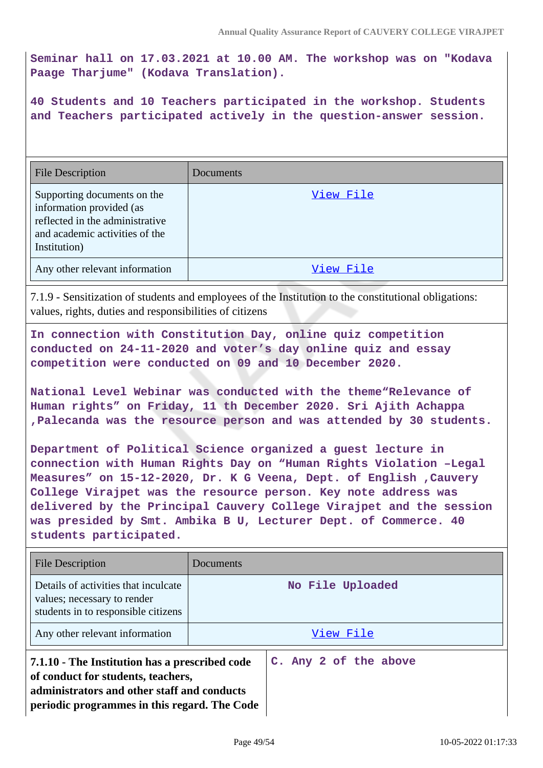**Seminar hall on 17.03.2021 at 10.00 AM. The workshop was on "Kodava Paage Tharjume" (Kodava Translation).**

**40 Students and 10 Teachers participated in the workshop. Students and Teachers participated actively in the question-answer session.**

| File Description | Documents |
|---|---|
| Supporting documents on the information provided (as reflected in the administrative and academic activities of the Institution) | View File |
| Any other relevant information | View File |

7.1.9 - Sensitization of students and employees of the Institution to the constitutional obligations: values, rights, duties and responsibilities of citizens

**In connection with Constitution Day, online quiz competition conducted on 24-11-2020 and voter's day online quiz and essay competition were conducted on 09 and 10 December 2020.**

**National Level Webinar was conducted with the theme"Relevance of Human rights" on Friday, 11 th December 2020. Sri Ajith Achappa ,Palecanda was the resource person and was attended by 30 students.**

**Department of Political Science organized a guest lecture in connection with Human Rights Day on "Human Rights Violation –Legal Measures" on 15-12-2020, Dr. K G Veena, Dept. of English ,Cauvery College Virajpet was the resource person. Key note address was delivered by the Principal Cauvery College Virajpet and the session was presided by Smt. Ambika B U, Lecturer Dept. of Commerce. 40 students participated.**

| File Description | Documents |
|---|---|
| Details of activities that inculcate values; necessary to render students in to responsible citizens | No File Uploaded |
| Any other relevant information | View File |

| **7.1.10 - The Institution has a prescribed code of conduct for students, teachers, administrators and other staff and conducts periodic programmes in this regard. The Code** | **C. Any 2 of the above** |
|---|---|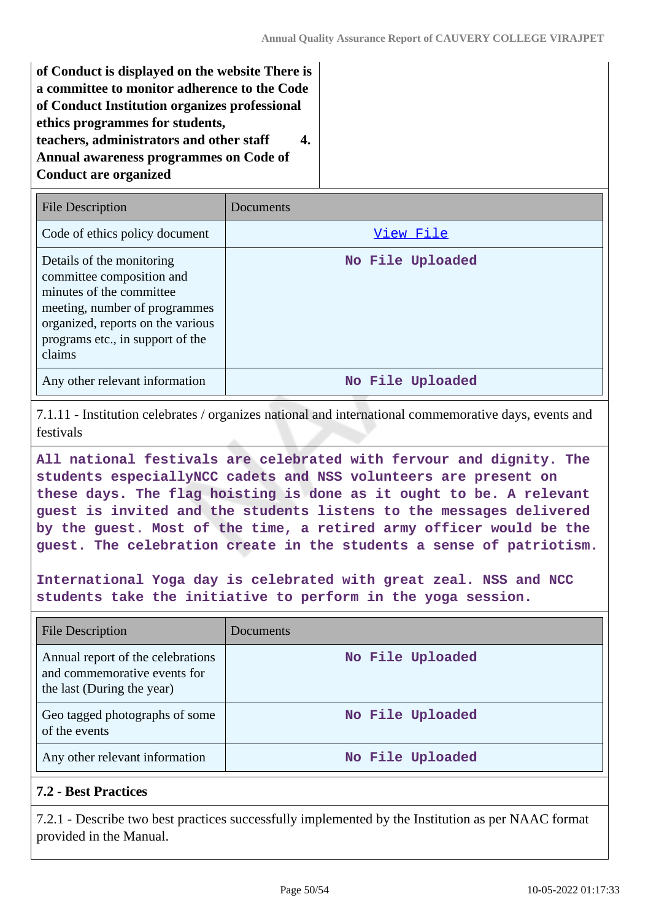**of Conduct is displayed on the website There is a committee to monitor adherence to the Code of Conduct Institution organizes professional ethics programmes for students, teachers, administrators and other staff 4. Annual awareness programmes on Code of Conduct are organized**

| File Description | Documents |
|---|---|
| Code of ethics policy document | View File |
| Details of the monitoring committee composition and minutes of the committee meeting, number of programmes organized, reports on the various programs etc., in support of the claims | No File Uploaded |
| Any other relevant information | No File Uploaded |

7.1.11 - Institution celebrates / organizes national and international commemorative days, events and festivals

All national festivals are celebrated with fervour and dignity. The students especiallyNCC cadets and NSS volunteers are present on these days. The flag hoisting is done as it ought to be. A relevant guest is invited and the students listens to the messages delivered by the guest. Most of the time, a retired army officer would be the guest. The celebration create in the students a sense of patriotism.

International Yoga day is celebrated with great zeal. NSS and NCC students take the initiative to perform in the yoga session.

| File Description | Documents |
|---|---|
| Annual report of the celebrations and commemorative events for the last (During the year) | No File Uploaded |
| Geo tagged photographs of some of the events | No File Uploaded |
| Any other relevant information | No File Uploaded |

**7.2 - Best Practices**

7.2.1 - Describe two best practices successfully implemented by the Institution as per NAAC format provided in the Manual.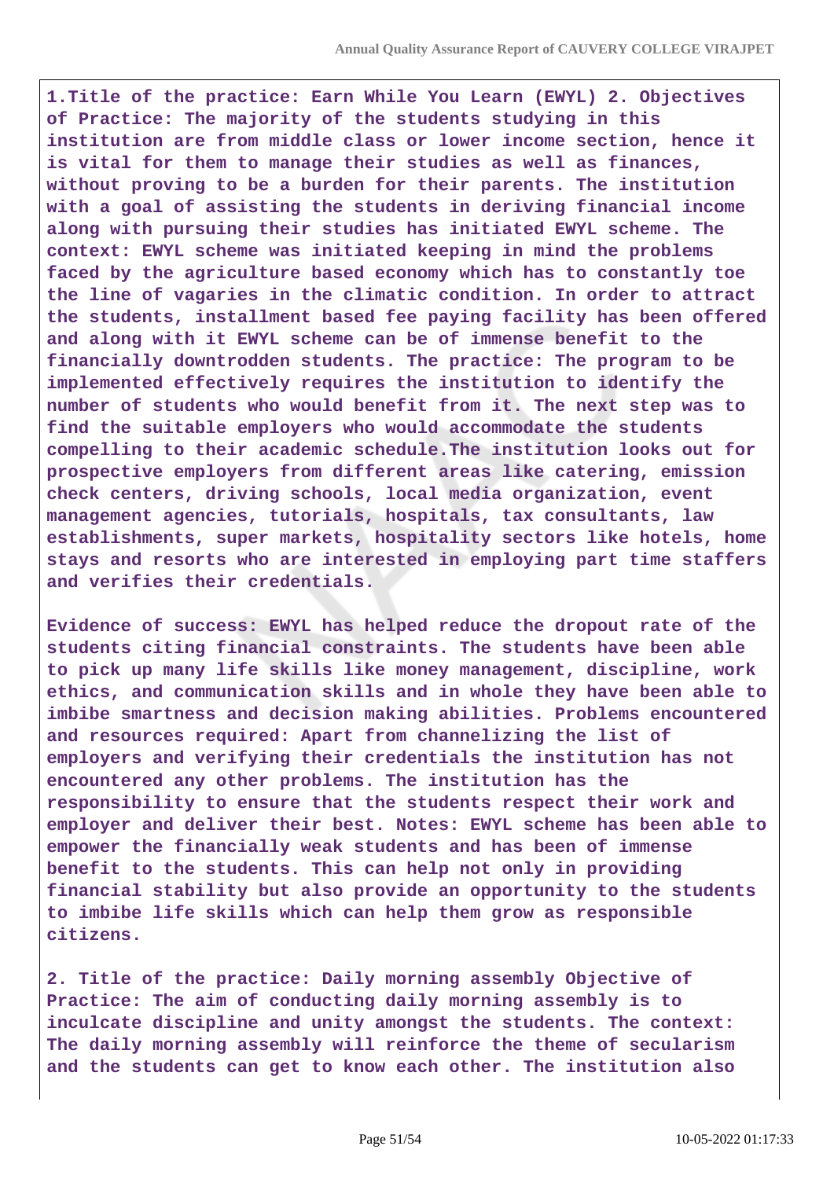**1.Title of the practice: Earn While You Learn (EWYL) 2. Objectives of Practice: The majority of the students studying in this institution are from middle class or lower income section, hence it is vital for them to manage their studies as well as finances, without proving to be a burden for their parents. The institution with a goal of assisting the students in deriving financial income along with pursuing their studies has initiated EWYL scheme. The context: EWYL scheme was initiated keeping in mind the problems faced by the agriculture based economy which has to constantly toe the line of vagaries in the climatic condition. In order to attract the students, installment based fee paying facility has been offered and along with it EWYL scheme can be of immense benefit to the financially downtrodden students. The practice: The program to be implemented effectively requires the institution to identify the number of students who would benefit from it. The next step was to find the suitable employers who would accommodate the students compelling to their academic schedule.The institution looks out for prospective employers from different areas like catering, emission check centers, driving schools, local media organization, event management agencies, tutorials, hospitals, tax consultants, law establishments, super markets, hospitality sectors like hotels, home stays and resorts who are interested in employing part time staffers and verifies their credentials.**

**Evidence of success: EWYL has helped reduce the dropout rate of the students citing financial constraints. The students have been able to pick up many life skills like money management, discipline, work ethics, and communication skills and in whole they have been able to imbibe smartness and decision making abilities. Problems encountered and resources required: Apart from channelizing the list of employers and verifying their credentials the institution has not encountered any other problems. The institution has the responsibility to ensure that the students respect their work and employer and deliver their best. Notes: EWYL scheme has been able to empower the financially weak students and has been of immense benefit to the students. This can help not only in providing financial stability but also provide an opportunity to the students to imbibe life skills which can help them grow as responsible citizens.**

**2. Title of the practice: Daily morning assembly Objective of Practice: The aim of conducting daily morning assembly is to inculcate discipline and unity amongst the students. The context: The daily morning assembly will reinforce the theme of secularism and the students can get to know each other. The institution also**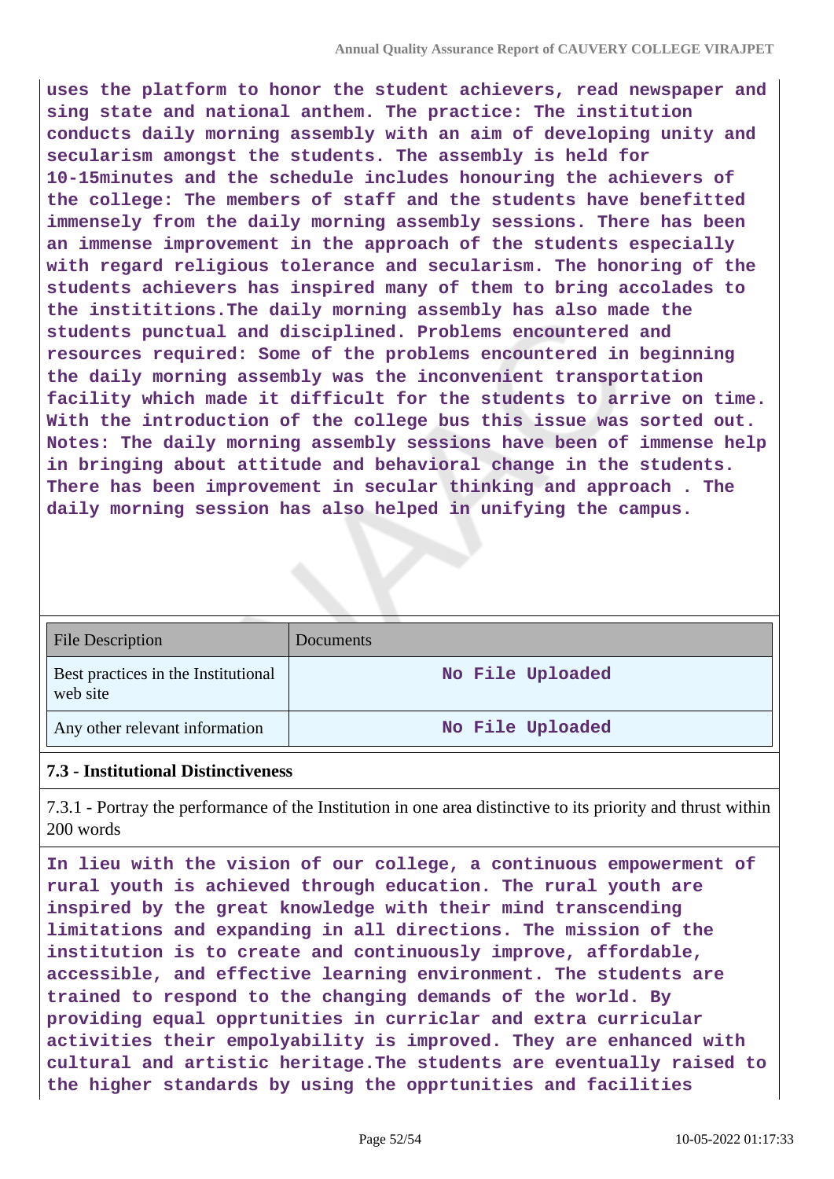**uses the platform to honor the student achievers, read newspaper and sing state and national anthem. The practice: The institution conducts daily morning assembly with an aim of developing unity and secularism amongst the students. The assembly is held for 10-15minutes and the schedule includes honouring the achievers of the college: The members of staff and the students have benefitted immensely from the daily morning assembly sessions. There has been an immense improvement in the approach of the students especially with regard religious tolerance and secularism. The honoring of the students achievers has inspired many of them to bring accolades to the instititions.The daily morning assembly has also made the students punctual and disciplined. Problems encountered and resources required: Some of the problems encountered in beginning the daily morning assembly was the inconvenient transportation facility which made it difficult for the students to arrive on time. With the introduction of the college bus this issue was sorted out. Notes: The daily morning assembly sessions have been of immense help in bringing about attitude and behavioral change in the students. There has been improvement in secular thinking and approach . The daily morning session has also helped in unifying the campus.**

| File Description | Documents |
|---|---|
| Best practices in the Institutional web site | **No File Uploaded** |
| Any other relevant information | **No File Uploaded** |

**7.3 - Institutional Distinctiveness**

7.3.1 - Portray the performance of the Institution in one area distinctive to its priority and thrust within 200 words

**In lieu with the vision of our college, a continuous empowerment of rural youth is achieved through education. The rural youth are inspired by the great knowledge with their mind transcending limitations and expanding in all directions. The mission of the institution is to create and continuously improve, affordable, accessible, and effective learning environment. The students are trained to respond to the changing demands of the world. By providing equal opprtunities in curriclar and extra curricular activities their empolyability is improved. They are enhanced with cultural and artistic heritage.The students are eventually raised to the higher standards by using the opprtunities and facilities**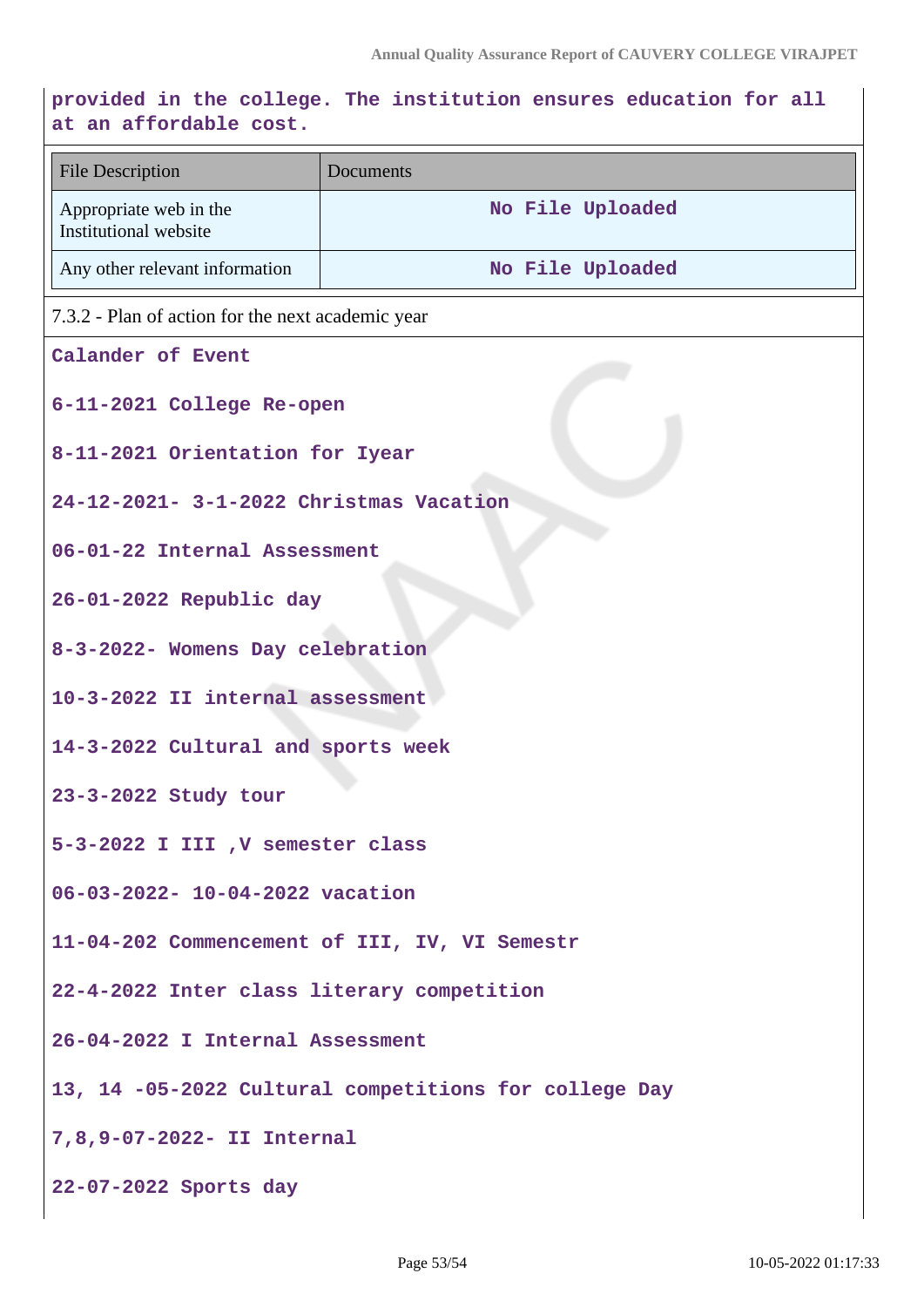provided in the college. The institution ensures education for all at an affordable cost.

| File Description | Documents |
|---|---|
| Appropriate web in the Institutional website | No File Uploaded |
| Any other relevant information | No File Uploaded |

7.3.2 - Plan of action for the next academic year

Calander of Event

6-11-2021 College Re-open

8-11-2021 Orientation for Iyear

24-12-2021- 3-1-2022 Christmas Vacation

06-01-22 Internal Assessment

26-01-2022 Republic day

8-3-2022- Womens Day celebration

10-3-2022 II internal assessment

14-3-2022 Cultural and sports week

23-3-2022 Study tour

5-3-2022 I III ,V semester class

06-03-2022- 10-04-2022 vacation

11-04-202 Commencement of III, IV, VI Semestr

22-4-2022 Inter class literary competition

26-04-2022 I Internal Assessment

13, 14 -05-2022 Cultural competitions for college Day

7,8,9-07-2022- II Internal

22-07-2022 Sports day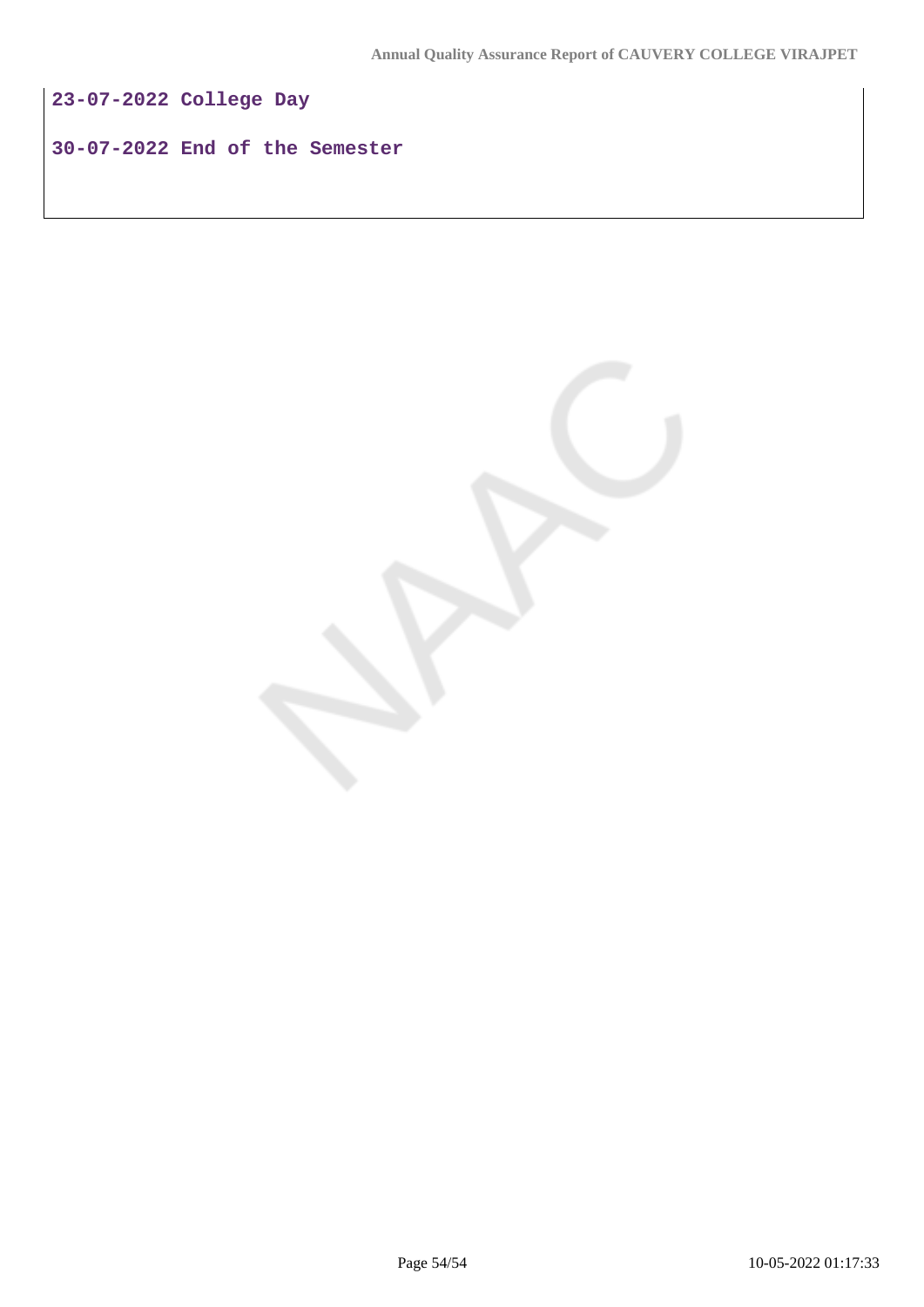**23-07-2022 College Day**

**30-07-2022 End of the Semester**